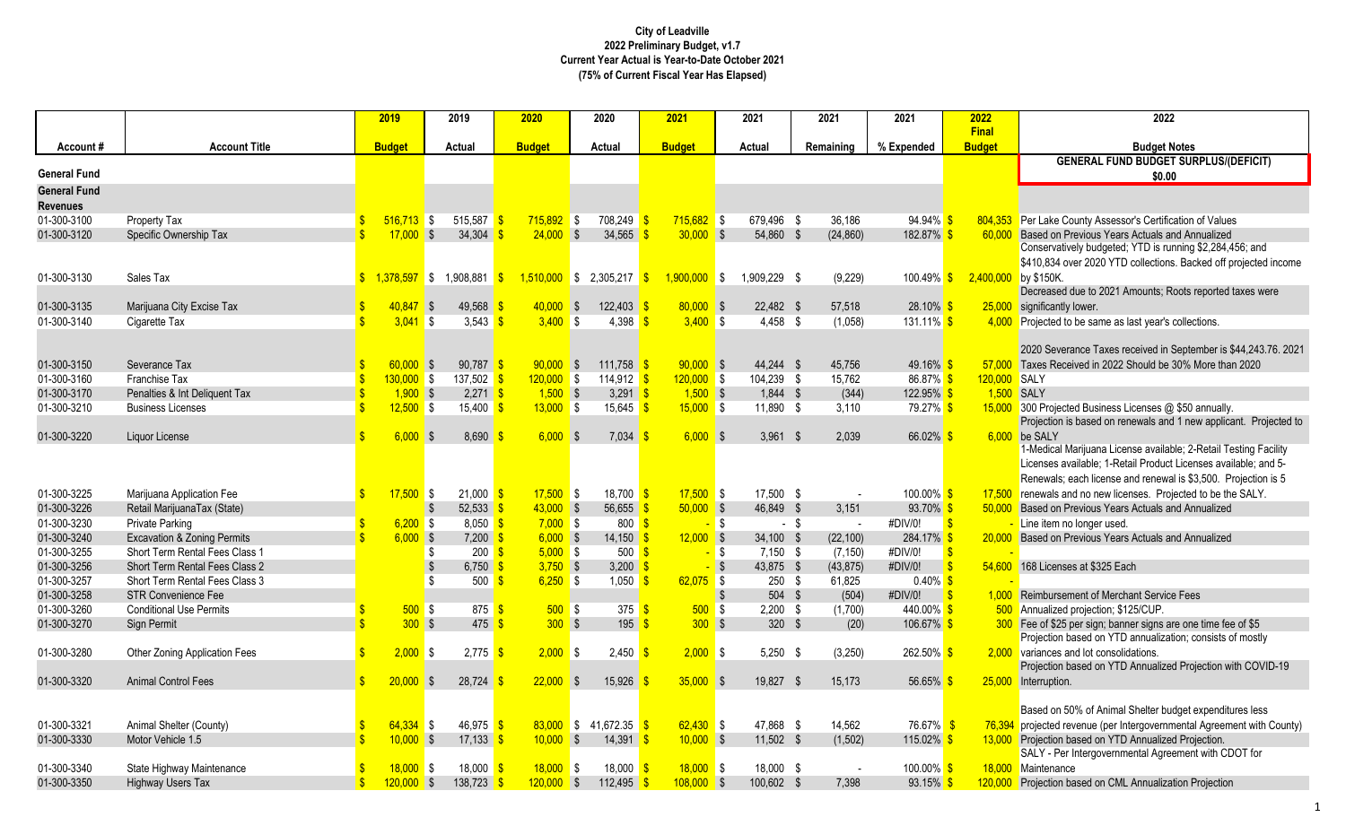**City of Leadville**
**2022 Preliminary Budget, v1.7**
**Current Year Actual is Year-to-Date October 2021**
**(75% of Current Fiscal Year Has Elapsed)**

| Account # | Account Title | 2019 Budget | 2019 Actual | 2020 Budget | 2020 Actual | 2021 Budget | 2021 Actual | 2021 Remaining | 2021 % Expended | 2022 Final Budget | 2022 Budget Notes |
|---|---|---|---|---|---|---|---|---|---|---|---|
| **General Fund** | | | | | | | | | | | **GENERAL FUND BUDGET SURPLUS/(DEFICIT) $0.00** |
| **General Fund Revenues** | | | | | | | | | | | |
| 01-300-3100 | Property Tax | $ 516,713 | $ 515,587 | $ 715,892 | $ 708,249 | $ 715,682 | $ 679,496 | $ 36,186 | 94.94% | $ 804,353 | Per Lake County Assessor's Certification of Values |
| 01-300-3120 | Specific Ownership Tax | $ 17,000 | $ 34,304 | $ 24,000 | $ 34,565 | $ 30,000 | $ 54,860 | $ (24,860) | 182.87% | $ 60,000 | Based on Previous Years Actuals and Annualized |
| 01-300-3130 | Sales Tax | $ 1,378,597 | $ 1,908,881 | $ 1,510,000 | $ 2,305,217 | $ 1,900,000 | $ 1,909,229 | $ (9,229) | 100.49% | $ 2,400,000 | Conservatively budgeted; YTD is running $2,284,456; and $410,834 over 2020 YTD collections. Backed off projected income by $150K. |
| 01-300-3135 | Marijuana City Excise Tax | $ 40,847 | $ 49,568 | $ 40,000 | $ 122,403 | $ 80,000 | $ 22,482 | $ 57,518 | 28.10% | $ 25,000 | Decreased due to 2021 Amounts; Roots reported taxes were significantly lower. |
| 01-300-3140 | Cigarette Tax | $ 3,041 | $ 3,543 | $ 3,400 | $ 4,398 | $ 3,400 | $ 4,458 | $ (1,058) | 131.11% | $ 4,000 | Projected to be same as last year's collections. |
| 01-300-3150 | Severance Tax | $ 60,000 | $ 90,787 | $ 90,000 | $ 111,758 | $ 90,000 | $ 44,244 | $ 45,756 | 49.16% | $ 57,000 | 2020 Severance Taxes received in September is $44,243.76. 2021 Taxes Received in 2022 Should be 30% More than 2020 |
| 01-300-3160 | Franchise Tax | $ 130,000 | $ 137,502 | $ 120,000 | $ 114,912 | $ 120,000 | $ 104,239 | $ 15,762 | 86.87% | $ 120,000 | SALY |
| 01-300-3170 | Penalties & Int Deliquent Tax | $ 1,900 | $ 2,271 | $ 1,500 | $ 3,291 | $ 1,500 | $ 1,844 | $ (344) | 122.95% | $ 1,500 | SALY |
| 01-300-3210 | Business Licenses | $ 12,500 | $ 15,400 | $ 13,000 | $ 15,645 | $ 15,000 | $ 11,890 | $ 3,110 | 79.27% | $ 15,000 | 300 Projected Business Licenses @ $50 annually. |
| 01-300-3220 | Liquor License | $ 6,000 | $ 8,690 | $ 6,000 | $ 7,034 | $ 6,000 | $ 3,961 | $ 2,039 | 66.02% | $ 6,000 | Projection is based on renewals and 1 new applicant. Projected to be SALY |
| 01-300-3225 | Marijuana Application Fee | $ 17,500 | $ 21,000 | $ 17,500 | $ 18,700 | $ 17,500 | $ 17,500 | $ - | 100.00% | $ 17,500 | 1-Medical Marijuana License available; 2-Retail Testing Facility Licenses available; 1-Retail Product Licenses available; and 5-Renewals; each license and renewal is $3,500. Projection is 5 renewals and no new licenses. Projected to be the SALY. |
| 01-300-3226 | Retail MarijuanaTax (State) | | $ 52,533 | $ 43,000 | $ 56,655 | $ 50,000 | $ 46,849 | $ 3,151 | 93.70% | $ 50,000 | Based on Previous Years Actuals and Annualized |
| 01-300-3230 | Private Parking | $ 6,200 | $ 8,050 | $ 7,000 | $ 800 | $ - | $ - | $ - | #DIV/0! | $ - | Line item no longer used. |
| 01-300-3240 | Excavation & Zoning Permits | $ 6,000 | $ 7,200 | $ 6,000 | $ 14,150 | $ 12,000 | $ 34,100 | $ (22,100) | 284.17% | $ 20,000 | Based on Previous Years Actuals and Annualized |
| 01-300-3255 | Short Term Rental Fees Class 1 | | $ 200 | $ 5,000 | $ 500 | $ - | $ 7,150 | $ (7,150) | #DIV/0! | $ - | |
| 01-300-3256 | Short Term Rental Fees Class 2 | | $ 6,750 | $ 3,750 | $ 3,200 | $ - | $ 43,875 | $ (43,875) | #DIV/0! | $ 54,600 | 168 Licenses at $325 Each |
| 01-300-3257 | Short Term Rental Fees Class 3 | | $ 500 | $ 6,250 | $ 1,050 | $ 62,075 | $ 250 | $ 61,825 | 0.40% | $ - | |
| 01-300-3258 | STR Convenience Fee | | | | | | $ 504 | $ (504) | #DIV/0! | $ 1,000 | Reimbursement of Merchant Service Fees |
| 01-300-3260 | Conditional Use Permits | $ 500 | $ 875 | $ 500 | $ 375 | $ 500 | $ 2,200 | $ (1,700) | 440.00% | $ 500 | Annualized projection; $125/CUP. |
| 01-300-3270 | Sign Permit | $ 300 | $ 475 | $ 300 | $ 195 | $ 300 | $ 320 | $ (20) | 106.67% | $ 300 | Fee of $25 per sign; banner signs are one time fee of $5 |
| 01-300-3280 | Other Zoning Application Fees | $ 2,000 | $ 2,775 | $ 2,000 | $ 2,450 | $ 2,000 | $ 5,250 | $ (3,250) | 262.50% | $ 2,000 | Projection based on YTD annualization; consists of mostly variances and lot consolidations. |
| 01-300-3320 | Animal Control Fees | $ 20,000 | $ 28,724 | $ 22,000 | $ 15,926 | $ 35,000 | $ 19,827 | $ 15,173 | 56.65% | $ 25,000 | Projection based on YTD Annualized Projection with COVID-19 Interruption. |
| 01-300-3321 | Animal Shelter (County) | $ 64,334 | $ 46,975 | $ 83,000 | $ 41,672.35 | $ 62,430 | $ 47,868 | $ 14,562 | 76.67% | $ 76,394 | Based on 50% of Animal Shelter budget expenditures less projected revenue (per Intergovernmental Agreement with County) |
| 01-300-3330 | Motor Vehicle 1.5 | $ 10,000 | $ 17,133 | $ 10,000 | $ 14,391 | $ 10,000 | $ 11,502 | $ (1,502) | 115.02% | $ 13,000 | Projection based on YTD Annualized Projection. |
| 01-300-3340 | State Highway Maintenance | $ 18,000 | $ 18,000 | $ 18,000 | $ 18,000 | $ 18,000 | $ 18,000 | $ - | 100.00% | $ 18,000 | SALY - Per Intergovernmental Agreement with CDOT for Maintenance |
| 01-300-3350 | Highway Users Tax | $ 120,000 | $ 138,723 | $ 120,000 | $ 112,495 | $ 108,000 | $ 100,602 | $ 7,398 | 93.15% | $ 120,000 | Projection based on CML Annualization Projection |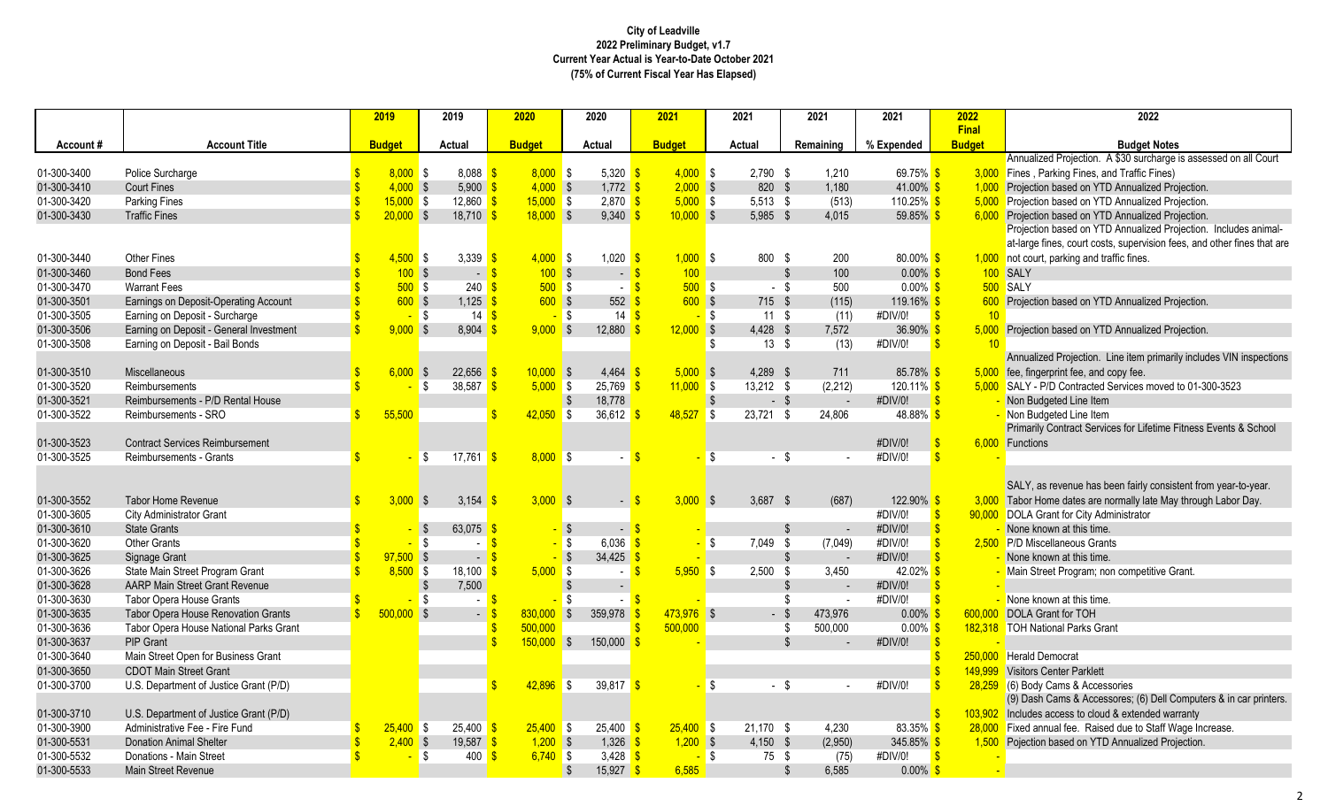# City of Leadville

## 2022 Preliminary Budget, v1.7

### Current Year Actual is Year-to-Date October 2021

### (75% of Current Fiscal Year Has Elapsed)

| Account # | Account Title | 2019 Budget | 2019 Actual | 2020 Budget | 2020 Actual | 2021 Budget | 2021 Actual | 2021 Remaining | 2021 % Expended | 2022 Final Budget | 2022 Budget Notes |
|---|---|---|---|---|---|---|---|---|---|---|---|
| 01-300-3400 | Police Surcharge | $ 8,000 | $ 8,088 | $ 8,000 | $ 5,320 | $ 4,000 | $ 2,790 | $ 1,210 | 69.75% | $ 3,000 | Annualized Projection. A $30 surcharge is assessed on all Court Fines , Parking Fines, and Traffic Fines) |
| 01-300-3410 | Court Fines | $ 4,000 | $ 5,900 | $ 4,000 | $ 1,772 | $ 2,000 | $ 820 | $ 1,180 | 41.00% | $ 1,000 | Projection based on YTD Annualized Projection. |
| 01-300-3420 | Parking Fines | $ 15,000 | $ 12,860 | $ 15,000 | $ 2,870 | $ 5,000 | $ 5,513 | $ (513) | 110.25% | $ 5,000 | Projection based on YTD Annualized Projection. |
| 01-300-3430 | Traffic Fines | $ 20,000 | $ 18,710 | $ 18,000 | $ 9,340 | $ 10,000 | $ 5,985 | $ 4,015 | 59.85% | $ 6,000 | Projection based on YTD Annualized Projection. |
| 01-300-3440 | Other Fines | $ 4,500 | $ 3,339 | $ 4,000 | $ 1,020 | $ 1,000 | $ 800 | $ 200 | 80.00% | $ 1,000 | Projection based on YTD Annualized Projection. Includes animal-at-large fines, court costs, supervision fees, and other fines that are not court, parking and traffic fines. |
| 01-300-3460 | Bond Fees | $ 100 | $ - | $ 100 | $ - | $ 100 | | $ 100 | 0.00% | $ 100 | SALY |
| 01-300-3470 | Warrant Fees | $ 500 | $ 240 | $ 500 | $ - | $ 500 | $ - | $ 500 | 0.00% | $ 500 | SALY |
| 01-300-3501 | Earnings on Deposit-Operating Account | $ 600 | $ 1,125 | $ 600 | $ 552 | $ 600 | $ 715 | $ (115) | 119.16% | $ 600 | Projection based on YTD Annualized Projection. |
| 01-300-3505 | Earning on Deposit - Surcharge | $ - | $ 14 | $ - | $ 14 | $ - | $ 11 | $ (11) | #DIV/0! | $ 10 | |
| 01-300-3506 | Earning on Deposit - General Investment | $ 9,000 | $ 8,904 | $ 9,000 | $ 12,880 | $ 12,000 | $ 4,428 | $ 7,572 | 36.90% | $ 5,000 | Projection based on YTD Annualized Projection. |
| 01-300-3508 | Earning on Deposit - Bail Bonds | | | | | | $ 13 | $ (13) | #DIV/0! | $ 10 | |
| 01-300-3510 | Miscellaneous | $ 6,000 | $ 22,656 | $ 10,000 | $ 4,464 | $ 5,000 | $ 4,289 | $ 711 | 85.78% | $ 5,000 | Annualized Projection. Line item primarily includes VIN inspections fee, fingerprint fee, and copy fee. |
| 01-300-3520 | Reimbursements | $ - | $ 38,587 | $ 5,000 | $ 25,769 | $ 11,000 | $ 13,212 | $ (2,212) | 120.11% | $ 5,000 | SALY - P/D Contracted Services moved to 01-300-3523 |
| 01-300-3521 | Reimbursements - P/D Rental House | | | | $ 18,778 | | $ - | $ - | #DIV/0! | $ - | Non Budgeted Line Item |
| 01-300-3522 | Reimbursements - SRO | $ 55,500 | | $ 42,050 | $ 36,612 | $ 48,527 | $ 23,721 | $ 24,806 | 48.88% | $ - | Non Budgeted Line Item |
| 01-300-3523 | Contract Services Reimbursement | | | | | | | | #DIV/0! | $ 6,000 | Primarily Contract Services for Lifetime Fitness Events & School Functions |
| 01-300-3525 | Reimbursements - Grants | $ - | $ 17,761 | $ 8,000 | $ - | $ - | $ - | $ - | #DIV/0! | $ - | |
| 01-300-3552 | Tabor Home Revenue | $ 3,000 | $ 3,154 | $ 3,000 | $ - | $ 3,000 | $ 3,687 | $ (687) | 122.90% | $ 3,000 | SALY, as revenue has been fairly consistent from year-to-year. Tabor Home dates are normally late May through Labor Day. |
| 01-300-3605 | City Administrator Grant | | | | | | | | #DIV/0! | $ 90,000 | DOLA Grant for City Administrator |
| 01-300-3610 | State Grants | $ - | $ 63,075 | $ - | $ - | $ - | | $ - | #DIV/0! | $ - | None known at this time. |
| 01-300-3620 | Other Grants | $ - | $ - | $ - | $ 6,036 | $ - | $ 7,049 | $ (7,049) | #DIV/0! | $ 2,500 | P/D Miscellaneous Grants |
| 01-300-3625 | Signage Grant | $ 97,500 | $ - | $ - | $ 34,425 | $ - | | $ - | #DIV/0! | $ - | None known at this time. |
| 01-300-3626 | State Main Street Program Grant | $ 8,500 | $ 18,100 | $ 5,000 | $ - | $ 5,950 | $ 2,500 | $ 3,450 | 42.02% | $ - | Main Street Program; non competitive Grant. |
| 01-300-3628 | AARP Main Street Grant Revenue | | $ 7,500 | | $ - | | | $ - | #DIV/0! | $ - | |
| 01-300-3630 | Tabor Opera House Grants | $ - | $ - | $ - | $ - | $ - | | $ - | #DIV/0! | $ - | None known at this time. |
| 01-300-3635 | Tabor Opera House Renovation Grants | $ 500,000 | $ - | $ 830,000 | $ 359,978 | $ 473,976 | $ - | $ 473,976 | 0.00% | $ 600,000 | DOLA Grant for TOH |
| 01-300-3636 | Tabor Opera House National Parks Grant | | | $ 500,000 | | $ 500,000 | | $ 500,000 | 0.00% | $ 182,318 | TOH National Parks Grant |
| 01-300-3637 | PIP Grant | | | $ 150,000 | $ 150,000 | $ - | | $ - | #DIV/0! | $ - | |
| 01-300-3640 | Main Street Open for Business Grant | | | | | | | | | $ 250,000 | Herald Democrat |
| 01-300-3650 | CDOT Main Street Grant | | | | | | | | | $ 149,999 | Visitors Center Parklett |
| 01-300-3700 | U.S. Department of Justice Grant (P/D) | | | $ 42,896 | $ 39,817 | $ - | $ - | $ - | #DIV/0! | $ 28,259 | (6) Body Cams & Accessories |
| 01-300-3710 | U.S. Department of Justice Grant (P/D) | | | | | | | | | $ 103,902 | (9) Dash Cams & Accessores; (6) Dell Computers & in car printers. Includes access to cloud & extended warranty |
| 01-300-3900 | Administrative Fee - Fire Fund | $ 25,400 | $ 25,400 | $ 25,400 | $ 25,400 | $ 25,400 | $ 21,170 | $ 4,230 | 83.35% | $ 28,000 | Fixed annual fee. Raised due to Staff Wage Increase. |
| 01-300-5531 | Donation Animal Shelter | $ 2,400 | $ 19,587 | $ 1,200 | $ 1,326 | $ 1,200 | $ 4,150 | $ (2,950) | 345.85% | $ 1,500 | Pojection based on YTD Annualized Projection. |
| 01-300-5532 | Donations - Main Street | $ - | $ 400 | $ 6,740 | $ 3,428 | $ - | $ 75 | $ (75) | #DIV/0! | $ - | |
| 01-300-5533 | Main Street Revenue | | | | $ 15,927 | $ 6,585 | | $ 6,585 | 0.00% | $ - | |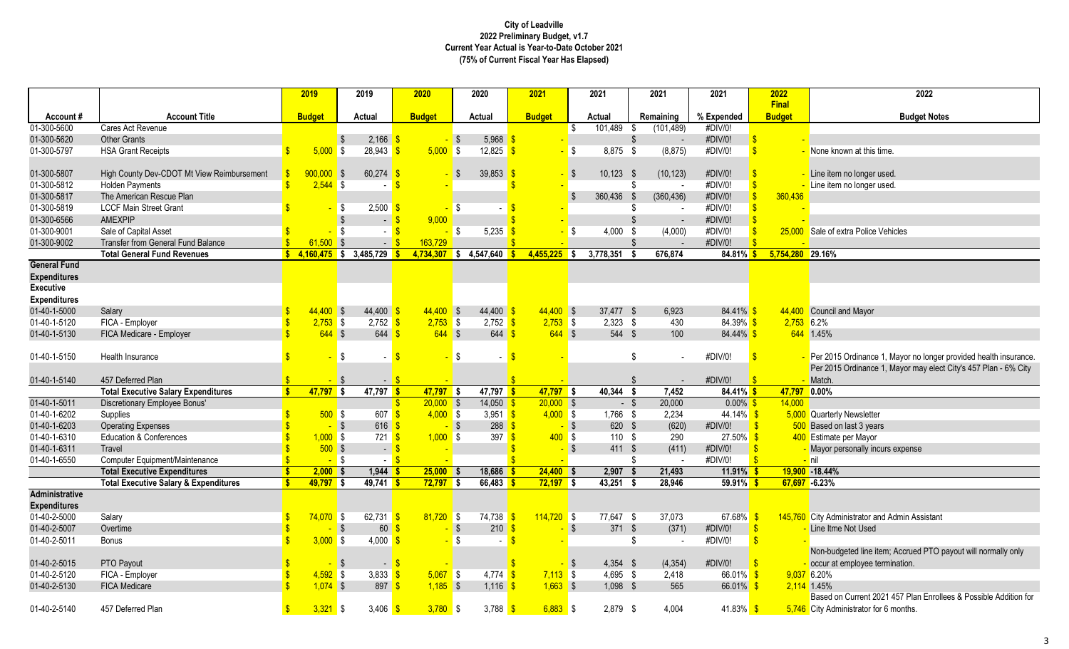# City of Leadville
## 2022 Preliminary Budget, v1.7
## Current Year Actual is Year-to-Date October 2021
## (75% of Current Fiscal Year Has Elapsed)

| Account # | Account Title | 2019 Budget | 2019 Actual | 2020 Budget | 2020 Actual | 2021 Budget | 2021 Actual | 2021 Remaining | 2021 % Expended | 2022 Final Budget | 2022 Budget Notes |
|---|---|---|---|---|---|---|---|---|---|---|---|
| 01-300-5600 | Cares Act Revenue | | | | | | $ 101,489 | $ (101,489) | #DIV/0! | | |
| 01-300-5620 | Other Grants | | $ 2,166 | $ - | $ 5,968 | $ - | | $ - | #DIV/0! | $ - | |
| 01-300-5797 | HSA Grant Receipts | $ 5,000 | $ 28,943 | $ 5,000 | $ 12,825 | $ - | $ 8,875 | $ (8,875) | #DIV/0! | $ - | None known at this time. |
| 01-300-5807 | High County Dev-CDOT Mt View Reimbursement | $ 900,000 | $ 60,274 | $ - | $ 39,853 | $ - | $ 10,123 | $ (10,123) | #DIV/0! | $ - | Line item no longer used. |
| 01-300-5812 | Holden Payments | $ 2,544 | $ - | $ - | | $ - | | $ - | #DIV/0! | $ - | Line item no longer used. |
| 01-300-5817 | The American Rescue Plan | | | | | | $ 360,436 | $ (360,436) | #DIV/0! | $ 360,436 | |
| 01-300-5819 | LCCF Main Street Grant | $ - | $ 2,500 | $ - | $ - | $ - | | $ - | #DIV/0! | $ - | |
| 01-300-6566 | AMEXPIP | | $ - | $ 9,000 | | $ - | | $ - | #DIV/0! | $ - | |
| 01-300-9001 | Sale of Capital Asset | $ - | $ - | $ - | $ 5,235 | $ - | $ 4,000 | $ (4,000) | #DIV/0! | $ 25,000 | Sale of extra Police Vehicles |
| 01-300-9002 | Transfer from General Fund Balance | $ 61,500 | $ - | $ 163,729 | | $ - | | $ - | #DIV/0! | $ - | |
| | **Total General Fund Revenues** | **$ 4,160,475** | **$ 3,485,729** | **$ 4,734,307** | **$ 4,547,640** | **$ 4,455,225** | **$ 3,778,351** | **$ 676,874** | **84.81%** | **$ 5,754,280** | **29.16%** |
| **General Fund Expenditures** | | | | | | | | | | | |
| **Executive Expenditures** | | | | | | | | | | | |
| 01-40-1-5000 | Salary | $ 44,400 | $ 44,400 | $ 44,400 | $ 44,400 | $ 44,400 | $ 37,477 | $ 6,923 | 84.41% | $ 44,400 | Council and Mayor |
| 01-40-1-5120 | FICA - Employer | $ 2,753 | $ 2,752 | $ 2,753 | $ 2,752 | $ 2,753 | $ 2,323 | $ 430 | 84.39% | $ 2,753 | 6.2% |
| 01-40-1-5130 | FICA Medicare - Employer | $ 644 | $ 644 | $ 644 | $ 644 | $ 644 | $ 544 | $ 100 | 84.44% | $ 644 | 1.45% |
| 01-40-1-5150 | Health Insurance | $ - | $ - | $ - | $ - | $ - | | $ - | #DIV/0! | $ - | Per 2015 Ordinance 1, Mayor no longer provided health insurance. |
| 01-40-1-5140 | 457 Deferred Plan | $ - | $ - | $ - | | $ - | | $ - | #DIV/0! | $ - | Per 2015 Ordinance 1, Mayor may elect City's 457 Plan - 6% City Match. |
| | **Total Executive Salary Expenditures** | **$ 47,797** | **$ 47,797** | **$ 47,797** | **$ 47,797** | **$ 47,797** | **$ 40,344** | **$ 7,452** | **84.41%** | **$ 47,797** | **0.00%** |
| 01-40-1-5011 | Discretionary Employee Bonus' | | | $ 20,000 | $ 14,050 | $ 20,000 | $ - | $ 20,000 | 0.00% | $ 14,000 | |
| 01-40-1-6202 | Supplies | $ 500 | $ 607 | $ 4,000 | $ 3,951 | $ 4,000 | $ 1,766 | $ 2,234 | 44.14% | $ 5,000 | Quarterly Newsletter |
| 01-40-1-6203 | Operating Expenses | $ - | $ 616 | $ - | $ 288 | $ - | $ 620 | $ (620) | #DIV/0! | $ 500 | Based on last 3 years |
| 01-40-1-6310 | Education & Conferences | $ 1,000 | $ 721 | $ 1,000 | $ 397 | $ 400 | $ 110 | $ 290 | 27.50% | $ 400 | Estimate per Mayor |
| 01-40-1-6311 | Travel | $ 500 | $ - | $ - | | $ - | $ 411 | $ (411) | #DIV/0! | $ - | Mayor personally incurs expense |
| 01-40-1-6550 | Computer Equipment/Maintenance | $ - | $ - | $ - | | $ - | | $ - | #DIV/0! | $ - | nil |
| | **Total Executive Expenditures** | **$ 2,000** | **$ 1,944** | **$ 25,000** | **$ 18,686** | **$ 24,400** | **$ 2,907** | **$ 21,493** | **11.91%** | **$ 19,900** | **-18.44%** |
| | **Total Executive Salary & Expenditures** | **$ 49,797** | **$ 49,741** | **$ 72,797** | **$ 66,483** | **$ 72,197** | **$ 43,251** | **$ 28,946** | **59.91%** | **$ 67,697** | **-6.23%** |
| **Administrative Expenditures** | | | | | | | | | | | |
| 01-40-2-5000 | Salary | $ 74,070 | $ 62,731 | $ 81,720 | $ 74,738 | $ 114,720 | $ 77,647 | $ 37,073 | 67.68% | $ 145,760 | City Administrator and Admin Assistant |
| 01-40-2-5007 | Overtime | $ - | $ 60 | $ - | $ 210 | $ - | $ 371 | $ (371) | #DIV/0! | $ - | Line Itme Not Used |
| 01-40-2-5011 | Bonus | $ 3,000 | $ 4,000 | $ - | $ - | $ - | | $ - | #DIV/0! | $ - | |
| 01-40-2-5015 | PTO Payout | $ - | $ - | $ - | | $ - | $ 4,354 | $ (4,354) | #DIV/0! | $ - | Non-budgeted line item; Accrued PTO payout will normally only occur at employee termination. |
| 01-40-2-5120 | FICA - Employer | $ 4,592 | $ 3,833 | $ 5,067 | $ 4,774 | $ 7,113 | $ 4,695 | $ 2,418 | 66.01% | $ 9,037 | 6.20% |
| 01-40-2-5130 | FICA Medicare | $ 1,074 | $ 897 | $ 1,185 | $ 1,116 | $ 1,663 | $ 1,098 | $ 565 | 66.01% | $ 2,114 | 1.45% |
| 01-40-2-5140 | 457 Deferred Plan | $ 3,321 | $ 3,406 | $ 3,780 | $ 3,788 | $ 6,883 | $ 2,879 | $ 4,004 | 41.83% | $ 5,746 | Based on Current 2021 457 Plan Enrollees & Possible Addition for City Administrator for 6 months. |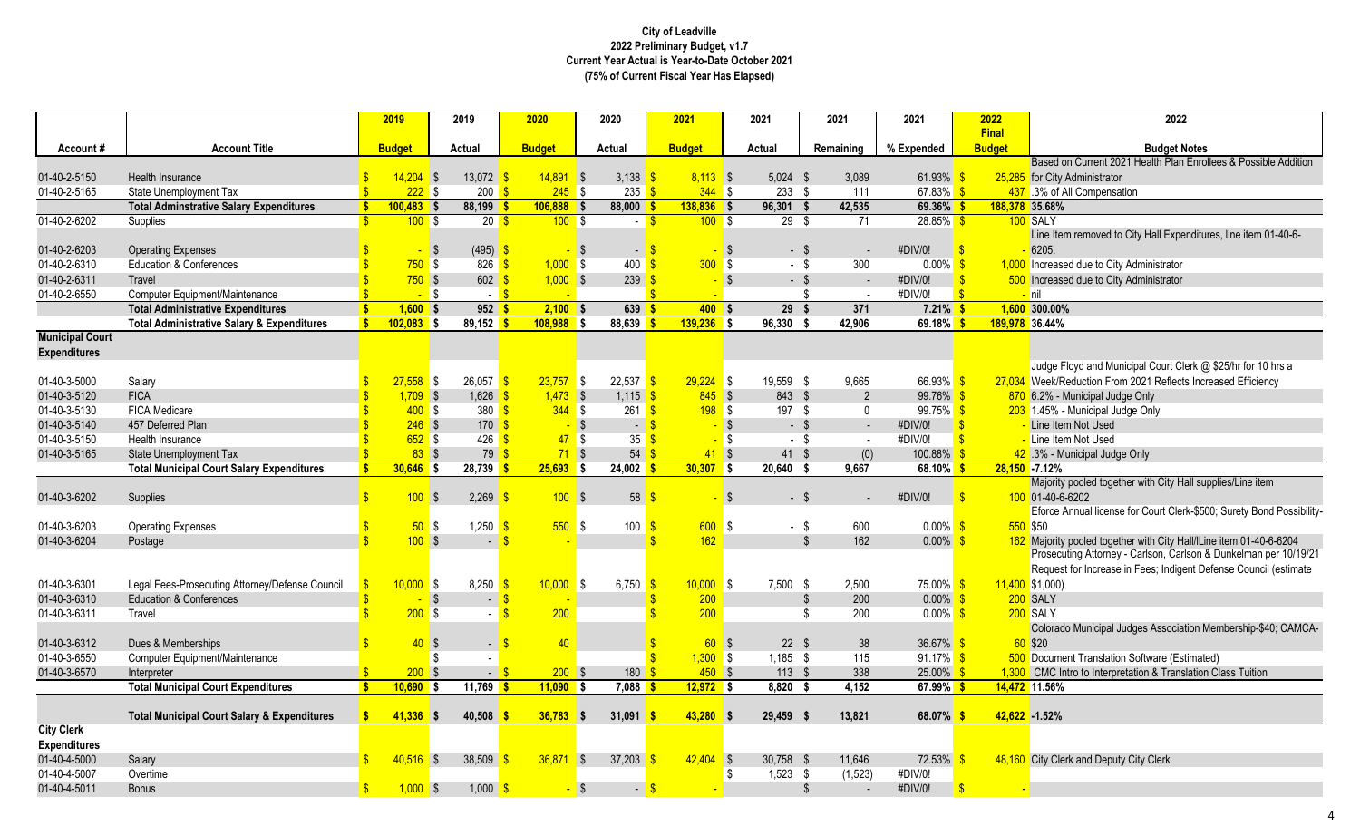**City of Leadville**
**2022 Preliminary Budget, v1.7**
**Current Year Actual is Year-to-Date October 2021**
**(75% of Current Fiscal Year Has Elapsed)**

| Account # | Account Title | 2019 Budget | 2019 Actual | 2020 Budget | 2020 Actual | 2021 Budget | 2021 Actual | 2021 Remaining | 2021 % Expended | 2022 Final Budget | 2022 Budget Notes |
|---|---|---|---|---|---|---|---|---|---|---|---|
| 01-40-2-5150 | Health Insurance | $ 14,204 | $ 13,072 | $ 14,891 | $ 3,138 | $ 8,113 | $ 5,024 | $ 3,089 | 61.93% | $ 25,285 | Based on Current 2021 Health Plan Enrollees & Possible Addition for City Administrator |
| 01-40-2-5165 | State Unemployment Tax | $ 222 | $ 200 | $ 245 | $ 235 | $ 344 | $ 233 | $ 111 | 67.83% | $ 437 | .3% of All Compensation |
| | **Total Adminstrative Salary Expenditures** | **$ 100,483** | **$ 88,199** | **$ 106,888** | **$ 88,000** | **$ 138,836** | **$ 96,301** | **$ 42,535** | **69.36%** | **$ 188,378** | **35.68%** |
| 01-40-2-6202 | Supplies | $ 100 | $ 20 | $ 100 | $ - | $ 100 | $ 29 | $ 71 | 28.85% | $ 100 | SALY |
| 01-40-2-6203 | Operating Expenses | $ - | $ (495) | $ - | $ - | $ - | $ - | $ - | #DIV/0! | $ - | Line Item removed to City Hall Expenditures, line item 01-40-6-6205. |
| 01-40-2-6310 | Education & Conferences | $ 750 | $ 826 | $ 1,000 | $ 400 | $ 300 | $ - | $ 300 | 0.00% | $ 1,000 | Increased due to City Administrator |
| 01-40-2-6311 | Travel | $ 750 | $ 602 | $ 1,000 | $ 239 | $ - | $ - | $ - | #DIV/0! | $ 500 | Increased due to City Administrator |
| 01-40-2-6550 | Computer Equipment/Maintenance | $ - | $ - | $ - | | $ - | | $ - | #DIV/0! | $ - | nil |
| | **Total Administrative Expenditures** | **$ 1,600** | **$ 952** | **$ 2,100** | **$ 639** | **$ 400** | **$ 29** | **$ 371** | **7.21%** | **$ 1,600** | **300.00%** |
| | **Total Administrative Salary & Expenditures** | **$ 102,083** | **$ 89,152** | **$ 108,988** | **$ 88,639** | **$ 139,236** | **$ 96,330** | **$ 42,906** | **69.18%** | **$ 189,978** | **36.44%** |
| **Municipal Court Expenditures** | | | | | | | | | | | |
| 01-40-3-5000 | Salary | $ 27,558 | $ 26,057 | $ 23,757 | $ 22,537 | $ 29,224 | $ 19,559 | $ 9,665 | 66.93% | $ 27,034 | Judge Floyd and Municipal Court Clerk @ $25/hr for 10 hrs a Week/Reduction From 2021 Reflects Increased Efficiency |
| 01-40-3-5120 | FICA | $ 1,709 | $ 1,626 | $ 1,473 | $ 1,115 | $ 845 | $ 843 | $ 2 | 99.76% | $ 870 | 6.2% - Municipal Judge Only |
| 01-40-3-5130 | FICA Medicare | $ 400 | $ 380 | $ 344 | $ 261 | $ 198 | $ 197 | $ 0 | 99.75% | $ 203 | 1.45% - Municipal Judge Only |
| 01-40-3-5140 | 457 Deferred Plan | $ 246 | $ 170 | $ - | $ - | $ - | $ - | $ - | #DIV/0! | $ - | Line Item Not Used |
| 01-40-3-5150 | Health Insurance | $ 652 | $ 426 | $ 47 | $ 35 | $ - | $ - | $ - | #DIV/0! | $ - | Line Item Not Used |
| 01-40-3-5165 | State Unemployment Tax | $ 83 | $ 79 | $ 71 | $ 54 | $ 41 | $ 41 | $ (0) | 100.88% | $ 42 | .3% - Municipal Judge Only |
| | **Total Municipal Court Salary Expenditures** | **$ 30,646** | **$ 28,739** | **$ 25,693** | **$ 24,002** | **$ 30,307** | **$ 20,640** | **$ 9,667** | **68.10%** | **$ 28,150** | **-7.12%** |
| 01-40-3-6202 | Supplies | $ 100 | $ 2,269 | $ 100 | $ 58 | $ - | $ - | $ - | #DIV/0! | $ 100 | Majority pooled together with City Hall supplies/Line item 01-40-6-6202 |
| 01-40-3-6203 | Operating Expenses | $ 50 | $ 1,250 | $ 550 | $ 100 | $ 600 | $ - | $ 600 | 0.00% | $ 550 | Eforce Annual license for Court Clerk-$500; Surety Bond Possibility-$50 |
| 01-40-3-6204 | Postage | $ 100 | $ - | $ - | | $ 162 | | $ 162 | 0.00% | $ 162 | Majority pooled together with City Hall/Line item 01-40-6-6204 |
| 01-40-3-6301 | Legal Fees-Prosecuting Attorney/Defense Council | $ 10,000 | $ 8,250 | $ 10,000 | $ 6,750 | $ 10,000 | $ 7,500 | $ 2,500 | 75.00% | $ 11,400 | Prosecuting Attorney - Carlson, Carlson & Dunkelman per 10/19/21 Request for Increase in Fees; Indigent Defense Council (estimate $1,000) |
| 01-40-3-6310 | Education & Conferences | $ - | $ - | $ - | | $ 200 | | $ 200 | 0.00% | $ 200 | SALY |
| 01-40-3-6311 | Travel | $ 200 | $ - | $ 200 | | $ 200 | | $ 200 | 0.00% | $ 200 | SALY |
| 01-40-3-6312 | Dues & Memberships | $ 40 | $ - | $ 40 | | $ 60 | $ 22 | $ 38 | 36.67% | $ 60 | Colorado Municipal Judges Association Membership-$40; CAMCA-$20 |
| 01-40-3-6550 | Computer Equipment/Maintenance | | $ - | | | $ 1,300 | $ 1,185 | $ 115 | 91.17% | $ 500 | Document Translation Software (Estimated) |
| 01-40-3-6570 | Interpreter | $ 200 | $ - | $ 200 | $ 180 | $ 450 | $ 113 | $ 338 | 25.00% | $ 1,300 | CMC Intro to Interpretation & Translation Class Tuition |
| | **Total Municipal Court Expenditures** | **$ 10,690** | **$ 11,769** | **$ 11,090** | **$ 7,088** | **$ 12,972** | **$ 8,820** | **$ 4,152** | **67.99%** | **$ 14,472** | **11.56%** |
| | **Total Municipal Court Salary & Expenditures** | **$ 41,336** | **$ 40,508** | **$ 36,783** | **$ 31,091** | **$ 43,280** | **$ 29,459** | **$ 13,821** | **68.07%** | **$ 42,622** | **-1.52%** |
| **City Clerk Expenditures** | | | | | | | | | | | |
| 01-40-4-5000 | Salary | $ 40,516 | $ 38,509 | $ 36,871 | $ 37,203 | $ 42,404 | $ 30,758 | $ 11,646 | 72.53% | $ 48,160 | City Clerk and Deputy City Clerk |
| 01-40-4-5007 | Overtime | | | | | | $ 1,523 | $ (1,523) | #DIV/0! | | |
| 01-40-4-5011 | Bonus | $ 1,000 | $ 1,000 | $ - | $ - | $ - | | $ - | #DIV/0! | $ - | |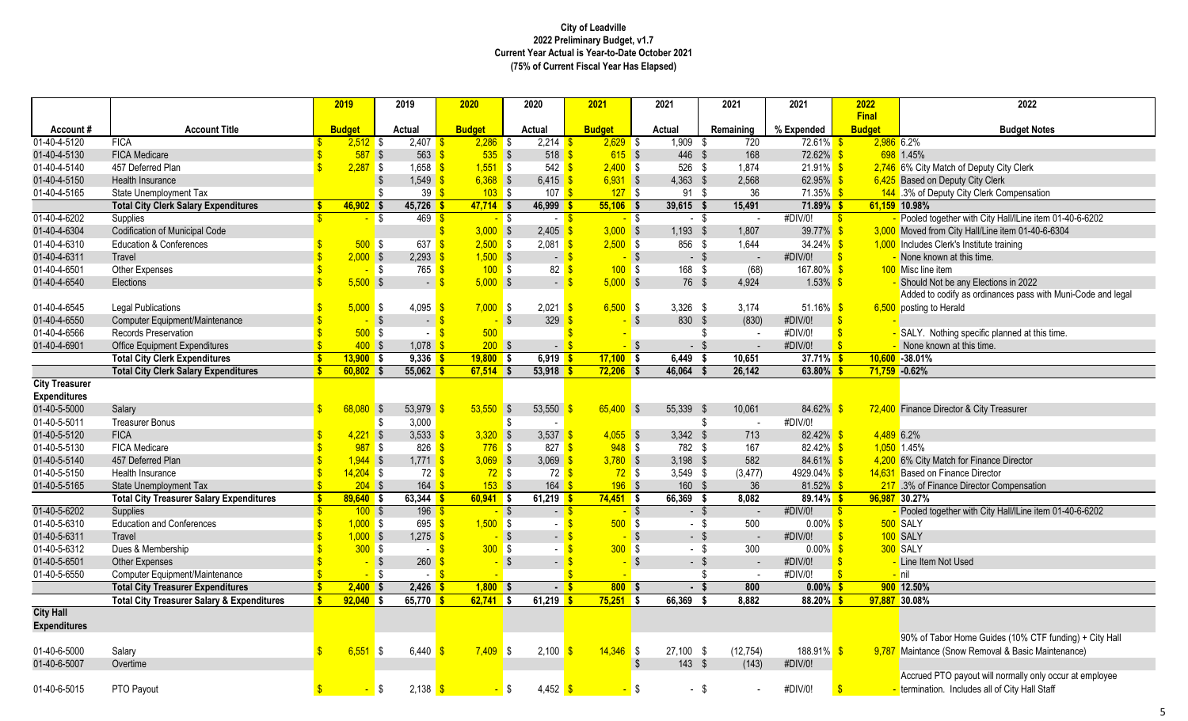**City of Leadville**
**2022 Preliminary Budget, v1.7**
**Current Year Actual is Year-to-Date October 2021**
**(75% of Current Fiscal Year Has Elapsed)**

| Account # | Account Title | 2019 Budget | 2019 Actual | 2020 Budget | 2020 Actual | 2021 Budget | 2021 Actual | 2021 Remaining | 2021 % Expended | 2022 Final Budget | 2022 Budget Notes |
|---|---|---|---|---|---|---|---|---|---|---|---|
| 01-40-4-5120 | FICA | $ 2,512 | $ 2,407 | $ 2,286 | $ 2,214 | $ 2,629 | $ 1,909 | $ 720 | 72.61% | $ 2,986 | 6.2% |
| 01-40-4-5130 | FICA Medicare | $ 587 | $ 563 | $ 535 | $ 518 | $ 615 | $ 446 | $ 168 | 72.62% | $ 698 | 1.45% |
| 01-40-4-5140 | 457 Deferred Plan | $ 2,287 | $ 1,658 | $ 1,551 | $ 542 | $ 2,400 | $ 526 | $ 1,874 | 21.91% | $ 2,746 | 6% City Match of Deputy City Clerk |
| 01-40-4-5150 | Health Insurance | | $ 1,549 | $ 6,368 | $ 6,415 | $ 6,931 | $ 4,363 | $ 2,568 | 62.95% | $ 6,425 | Based on Deputy City Clerk |
| 01-40-4-5165 | State Unemployment Tax | | $ 39 | $ 103 | $ 107 | $ 127 | $ 91 | $ 36 | 71.35% | $ 144 | .3% of Deputy City Clerk Compensation |
| | **Total City Clerk Salary Expenditures** | **$ 46,902** | **$ 45,726** | **$ 47,714** | **$ 46,999** | **$ 55,106** | **$ 39,615** | **$ 15,491** | **71.89%** | **$ 61,159** | **10.98%** |
| 01-40-4-6202 | Supplies | $ - | $ 469 | $ - | $ - | $ - | $ - | $ - | #DIV/0! | $ - | Pooled together with City Hall/Line item 01-40-6-6202 |
| 01-40-4-6304 | Codification of Municipal Code | | | $ 3,000 | $ 2,405 | $ 3,000 | $ 1,193 | $ 1,807 | 39.77% | $ 3,000 | Moved from City Hall/Line item 01-40-6-6304 |
| 01-40-4-6310 | Education & Conferences | $ 500 | $ 637 | $ 2,500 | $ 2,081 | $ 2,500 | $ 856 | $ 1,644 | 34.24% | $ 1,000 | Includes Clerk's Institute training |
| 01-40-4-6311 | Travel | $ 2,000 | $ 2,293 | $ 1,500 | $ - | $ - | $ - | $ - | #DIV/0! | $ - | None known at this time. |
| 01-40-4-6501 | Other Expenses | $ - | $ 765 | $ 100 | $ 82 | $ 100 | $ 168 | $ (68) | 167.80% | $ 100 | Misc line item |
| 01-40-4-6540 | Elections | $ 5,500 | $ - | $ 5,000 | $ - | $ 5,000 | $ 76 | $ 4,924 | 1.53% | $ - | Should Not be any Elections in 2022 |
| 01-40-4-6545 | Legal Publications | $ 5,000 | $ 4,095 | $ 7,000 | $ 2,021 | $ 6,500 | $ 3,326 | $ 3,174 | 51.16% | $ 6,500 | Added to codify as ordinances pass with Muni-Code and legal posting to Herald |
| 01-40-4-6550 | Computer Equipment/Maintenance | $ - | $ - | $ - | $ 329 | $ - | $ 830 | $ (830) | #DIV/0! | $ - | |
| 01-40-4-6566 | Records Preservation | $ 500 | $ - | $ 500 | | | | $ - | #DIV/0! | $ - | SALY. Nothing specific planned at this time. |
| 01-40-4-6901 | Office Equipment Expenditures | $ 400 | $ 1,078 | $ 200 | $ - | $ - | $ - | $ - | #DIV/0! | $ - | None known at this time. |
| | **Total City Clerk Expenditures** | **$ 13,900** | **$ 9,336** | **$ 19,800** | **$ 6,919** | **$ 17,100** | **$ 6,449** | **$ 10,651** | **37.71%** | **$ 10,600** | **-38.01%** |
| | **Total City Clerk Salary Expenditures** | **$ 60,802** | **$ 55,062** | **$ 67,514** | **$ 53,918** | **$ 72,206** | **$ 46,064** | **$ 26,142** | **63.80%** | **$ 71,759** | **-0.62%** |
| **City Treasurer Expenditures** | | | | | | | | | | | |
| 01-40-5-5000 | Salary | $ 68,080 | $ 53,979 | $ 53,550 | $ 53,550 | $ 65,400 | $ 55,339 | $ 10,061 | 84.62% | $ 72,400 | Finance Director & City Treasurer |
| 01-40-5-5011 | Treasurer Bonus | | $ 3,000 | | $ - | | | $ - | #DIV/0! | | |
| 01-40-5-5120 | FICA | $ 4,221 | $ 3,533 | $ 3,320 | $ 3,537 | $ 4,055 | $ 3,342 | $ 713 | 82.42% | $ 4,489 | 6.2% |
| 01-40-5-5130 | FICA Medicare | $ 987 | $ 826 | $ 776 | $ 827 | $ 948 | $ 782 | $ 167 | 82.42% | $ 1,050 | 1.45% |
| 01-40-5-5140 | 457 Deferred Plan | $ 1,944 | $ 1,771 | $ 3,069 | $ 3,069 | $ 3,780 | $ 3,198 | $ 582 | 84.61% | $ 4,200 | 6% City Match for Finance Director |
| 01-40-5-5150 | Health Insurance | $ 14,204 | $ 72 | $ 72 | $ 72 | $ 72 | $ 3,549 | $ (3,477) | 4929.04% | $ 14,631 | Based on Finance Director |
| 01-40-5-5165 | State Unemployment Tax | $ 204 | $ 164 | $ 153 | $ 164 | $ 196 | $ 160 | $ 36 | 81.52% | $ 217 | .3% of Finance Director Compensation |
| | **Total City Treasurer Salary Expenditures** | **$ 89,640** | **$ 63,344** | **$ 60,941** | **$ 61,219** | **$ 74,451** | **$ 66,369** | **$ 8,082** | **89.14%** | **$ 96,987** | **30.27%** |
| 01-40-5-6202 | Supplies | $ 100 | $ 196 | $ - | $ - | $ - | $ - | $ - | #DIV/0! | $ - | Pooled together with City Hall/Line item 01-40-6-6202 |
| 01-40-5-6310 | Education and Conferences | $ 1,000 | $ 695 | $ 1,500 | $ - | $ 500 | $ - | $ 500 | 0.00% | $ 500 | SALY |
| 01-40-5-6311 | Travel | $ 1,000 | $ 1,275 | $ - | $ - | $ - | $ - | $ - | #DIV/0! | $ 100 | SALY |
| 01-40-5-6312 | Dues & Membership | $ 300 | $ - | $ 300 | $ - | $ 300 | $ - | $ 300 | 0.00% | $ 300 | SALY |
| 01-40-5-6501 | Other Expenses | $ - | $ 260 | $ - | $ - | $ - | $ - | $ - | #DIV/0! | $ - | Line Item Not Used |
| 01-40-5-6550 | Computer Equipment/Maintenance | $ - | $ - | $ - | | $ - | | $ - | #DIV/0! | $ - | nil |
| | **Total City Treasurer Expenditures** | **$ 2,400** | **$ 2,426** | **$ 1,800** | **$ -** | **$ 800** | **$ -** | **$ 800** | **0.00%** | **$ 900** | **12.50%** |
| | **Total City Treasurer Salary & Expenditures** | **$ 92,040** | **$ 65,770** | **$ 62,741** | **$ 61,219** | **$ 75,251** | **$ 66,369** | **$ 8,882** | **88.20%** | **$ 97,887** | **30.08%** |
| **City Hall Expenditures** | | | | | | | | | | | |
| 01-40-6-5000 | Salary | $ 6,551 | $ 6,440 | $ 7,409 | $ 2,100 | $ 14,346 | $ 27,100 | $ (12,754) | 188.91% | $ 9,787 | 90% of Tabor Home Guides (10% CTF funding) + City Hall Maintance (Snow Removal & Basic Maintenance) |
| 01-40-6-5007 | Overtime | | | | | | $ 143 | $ (143) | #DIV/0! | | |
| 01-40-6-5015 | PTO Payout | $ - | $ 2,138 | $ - | $ 4,452 | $ - | $ - | $ - | #DIV/0! | $ - | Accrued PTO payout will normally only occur at employee termination. Includes all of City Hall Staff |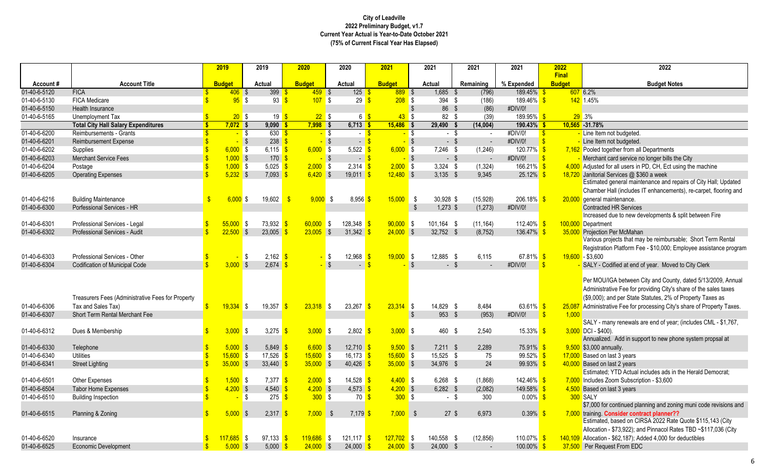# City of Leadville
## 2022 Preliminary Budget, v1.7
### Current Year Actual is Year-to-Date October 2021
### (75% of Current Fiscal Year Has Elapsed)

| Account # | Account Title | 2019 Budget | 2019 Actual | 2020 Budget | 2020 Actual | 2021 Budget | 2021 Actual | 2021 Remaining | 2021 % Expended | 2022 Final Budget | 2022 Budget Notes |
|---|---|---|---|---|---|---|---|---|---|---|---|
| 01-40-6-5120 | FICA | $ 406 | $ 399 | $ 459 | $ 125 | $ 889 | $ 1,685 | $ (796) | 189.45% | $ 607 | 6.2% |
| 01-40-6-5130 | FICA Medicare | $ 95 | $ 93 | $ 107 | $ 29 | $ 208 | $ 394 | $ (186) | 189.46% | $ 142 | 1.45% |
| 01-40-6-5150 | Health Insurance | | | | | | $ 86 | $ (86) | #DIV/0! | | |
| 01-40-6-5165 | Unemployment Tax | $ 20 | $ 19 | $ 22 | $ 6 | $ 43 | $ 82 | $ (39) | 189.95% | $ 29 | .3% |
| | **Total City Hall Salary Expenditures** | **$ 7,072** | **$ 9,090** | **$ 7,998** | **$ 6,713** | **$ 15,486** | **$ 29,490** | **$ (14,004)** | **190.43%** | **$ 10,565** | **-31.78%** |
| 01-40-6-6200 | Reimbursements - Grants | $ - | $ 630 | $ - | $ - | $ - | $ - | $ - | #DIV/0! | $ - | Line Item not budgeted. |
| 01-40-6-6201 | Reimbursement Expense | $ - | $ 238 | $ - | $ - | $ - | $ - | $ - | #DIV/0! | $ - | Line Item not budgeted. |
| 01-40-6-6202 | Supplies | $ 6,000 | $ 6,115 | $ 6,000 | $ 5,522 | $ 6,000 | $ 7,246 | $ (1,246) | 120.77% | $ 7,162 | Pooled together from all Departments |
| 01-40-6-6203 | Merchant Service Fees | $ 1,000 | $ 170 | $ - | $ - | $ - | $ - | $ - | #DIV/0! | $ - | Merchant card service no longer bills the City |
| 01-40-6-6204 | Postage | $ 1,000 | $ 5,025 | $ 2,000 | $ 2,314 | $ 2,000 | $ 3,324 | $ (1,324) | 166.21% | $ 4,000 | Adjusted for all users in PD, CH, Ect using the machine |
| 01-40-6-6205 | Operating Expenses | $ 5,232 | $ 7,093 | $ 6,420 | $ 19,011 | $ 12,480 | $ 3,135 | $ 9,345 | 25.12% | $ 18,720 | Janitorial Services @ $360 a week |
| 01-40-6-6216 | Building Maintenance | $ 6,000 | $ 19,602 | $ 9,000 | $ 8,956 | $ 15,000 | $ 30,928 | $ (15,928) | 206.18% | $ 20,000 | Estimated general maintenance and repairs of City Hall; Updated Chamber Hall (includes IT enhancements), re-carpet, flooring and general maintenance. |
| 01-40-6-6300 | Porfessional Services - HR | | | | | | $ 1,273 | $ (1,273) | #DIV/0! | | Contracted HR Services |
| 01-40-6-6301 | Professional Services - Legal | $ 55,000 | $ 73,932 | $ 60,000 | $ 128,348 | $ 90,000 | $ 101,164 | $ (11,164) | 112.40% | $ 100,000 | Increased due to new developments & split between Fire Department |
| 01-40-6-6302 | Professional Services - Audit | $ 22,500 | $ 23,005 | $ 23,005 | $ 31,342 | $ 24,000 | $ 32,752 | $ (8,752) | 136.47% | $ 35,000 | Projection Per McMahan |
| 01-40-6-6303 | Professional Services - Other | $ - | $ 2,162 | $ - | $ 12,968 | $ 19,000 | $ 12,885 | $ 6,115 | 67.81% | $ 19,600 | Various projects that may be reimbursable; Short Term Rental Registration Platform Fee - $10,000; Employee assistance program - $3,600 |
| 01-40-6-6304 | Codification of Municipal Code | $ 3,000 | $ 2,674 | $ - | $ - | $ - | $ - | $ - | #DIV/0! | $ - | SALY - Codified at end of year. Moved to City Clerk |
| 01-40-6-6306 | Treasurers Fees (Administrative Fees for Property Tax and Sales Tax) | $ 19,334 | $ 19,357 | $ 23,318 | $ 23,267 | $ 23,314 | $ 14,829 | $ 8,484 | 63.61% | $ 25,087 | Per MOU/IGA between City and County, dated 5/13/2009, Annual Administrative Fee for providing City's share of the sales taxes ($9,000); and per State Statutes, 2% of Property Taxes as Administrative Fee for processing City's share of Property Taxes. |
| 01-40-6-6307 | Short Term Rental Merchant Fee | | | | | | $ 953 | $ (953) | #DIV/0! | $ 1,000 | |
| 01-40-6-6312 | Dues & Membership | $ 3,000 | $ 3,275 | $ 3,000 | $ 2,802 | $ 3,000 | $ 460 | $ 2,540 | 15.33% | $ 3,000 | SALY - many renewals are end of year; (includes CML - $1,767, DCI - $400). |
| 01-40-6-6330 | Telephone | $ 5,000 | $ 5,849 | $ 6,600 | $ 12,710 | $ 9,500 | $ 7,211 | $ 2,289 | 75.91% | $ 9,500 | Annualized. Add in support to new phone system propsal at $3,000 annually. |
| 01-40-6-6340 | Utilities | $ 15,600 | $ 17,526 | $ 15,600 | $ 16,173 | $ 15,600 | $ 15,525 | $ 75 | 99.52% | $ 17,000 | Based on last 3 years |
| 01-40-6-6341 | Street Lighting | $ 35,000 | $ 33,440 | $ 35,000 | $ 40,426 | $ 35,000 | $ 34,976 | $ 24 | 99.93% | $ 40,000 | Based on last 2 years |
| 01-40-6-6501 | Other Expenses | $ 1,500 | $ 7,377 | $ 2,000 | $ 14,528 | $ 4,400 | $ 6,268 | $ (1,868) | 142.46% | $ 7,000 | Estimated; YTD Actual includes ads in the Herald Democrat; Includes Zoom Subscription - $3,600 |
| 01-40-6-6504 | Tabor Home Expenses | $ 4,200 | $ 4,540 | $ 4,200 | $ 4,573 | $ 4,200 | $ 6,282 | $ (2,082) | 149.58% | $ 4,500 | Based on last 3 years |
| 01-40-6-6510 | Building Inspection | $ - | $ 275 | $ 300 | $ 70 | $ 300 | $ - | $ 300 | 0.00% | $ 300 | SALY |
| 01-40-6-6515 | Planning & Zoning | $ 5,000 | $ 2,317 | $ 7,000 | $ 7,179 | $ 7,000 | $ 27 | $ 6,973 | 0.39% | $ 7,000 | $7,000 for continued planning and zoning muni code revisions and training. **Consider contract planner??** |
| 01-40-6-6520 | Insurance | $ 117,685 | $ 97,133 | $ 119,686 | $ 121,117 | $ 127,702 | $ 140,558 | $ (12,856) | 110.07% | $ 140,109 | Estimated, based on CIRSA 2022 Rate Quote $115,143 (City Allocation - $73,922); and Pinnacol Rates TBD ~$117,036 (City Allocation - $62,187); Added 4,000 for deductibles |
| 01-40-6-6525 | Economic Development | $ 5,000 | $ 5,000 | $ 24,000 | $ 24,000 | $ 24,000 | $ 24,000 | $ - | 100.00% | $ 37,500 | Per Request From EDC |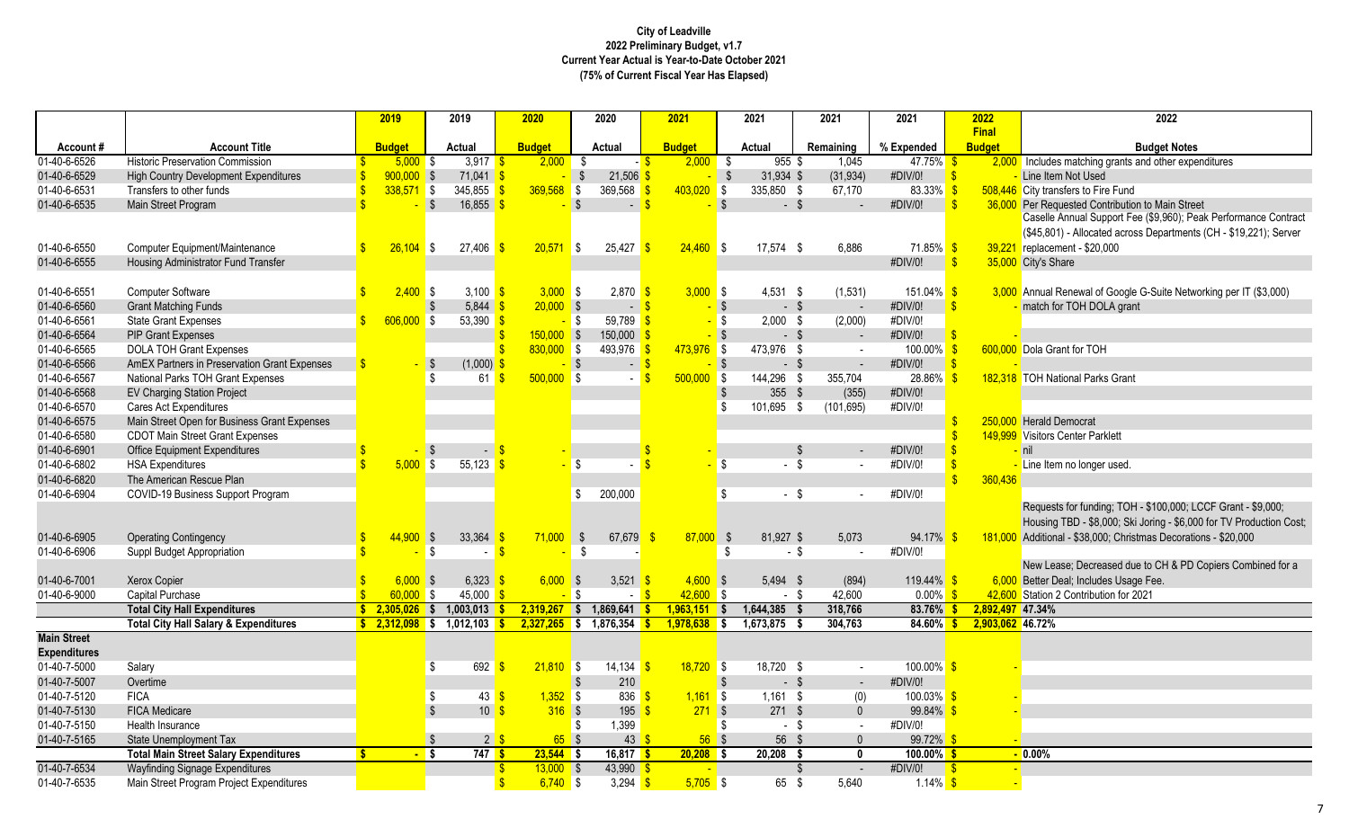**City of Leadville**
**2022 Preliminary Budget, v1.7**
**Current Year Actual is Year-to-Date October 2021**
**(75% of Current Fiscal Year Has Elapsed)**

| Account # | Account Title | 2019 Budget | 2019 Actual | 2020 Budget | 2020 Actual | 2021 Budget | 2021 Actual | 2021 Remaining | 2021 % Expended | 2022 Final Budget | 2022 Budget Notes |
|---|---|---|---|---|---|---|---|---|---|---|---|
| 01-40-6-6526 | Historic Preservation Commission | $ 5,000 | $ 3,917 | $ 2,000 | $ - | $ 2,000 | $ 955 | $ 1,045 | 47.75% | $ 2,000 | Includes matching grants and other expenditures |
| 01-40-6-6529 | High Country Development Expenditures | $ 900,000 | $ 71,041 | $ - | $ 21,506 | $ - | $ 31,934 | $ (31,934) | #DIV/0! | $ - | Line Item Not Used |
| 01-40-6-6531 | Transfers to other funds | $ 338,571 | $ 345,855 | $ 369,568 | $ 369,568 | $ 403,020 | $ 335,850 | $ 67,170 | 83.33% | $ 508,446 | City transfers to Fire Fund |
| 01-40-6-6535 | Main Street Program | $ - | $ 16,855 | $ - | $ - | $ - | $ - | $ - | #DIV/0! | $ 36,000 | Per Requested Contribution to Main Street |
| 01-40-6-6550 | Computer Equipment/Maintenance | $ 26,104 | $ 27,406 | $ 20,571 | $ 25,427 | $ 24,460 | $ 17,574 | $ 6,886 | 71.85% | $ 39,221 | Caselle Annual Support Fee ($9,960); Peak Performance Contract ($45,801) - Allocated across Departments (CH - $19,221); Server replacement - $20,000 |
| 01-40-6-6555 | Housing Administrator Fund Transfer | | | | | | | | #DIV/0! | $ 35,000 | City's Share |
| 01-40-6-6551 | Computer Software | $ 2,400 | $ 3,100 | $ 3,000 | $ 2,870 | $ 3,000 | $ 4,531 | $ (1,531) | 151.04% | $ 3,000 | Annual Renewal of Google G-Suite Networking per IT ($3,000) |
| 01-40-6-6560 | Grant Matching Funds | | $ 5,844 | $ 20,000 | $ - | $ - | $ - | $ - | #DIV/0! | $ - | match for TOH DOLA grant |
| 01-40-6-6561 | State Grant Expenses | $ 606,000 | $ 53,390 | $ - | $ 59,789 | $ - | $ 2,000 | $ (2,000) | #DIV/0! | | |
| 01-40-6-6564 | PIP Grant Expenses | | | $ 150,000 | $ 150,000 | $ - | $ - | $ - | #DIV/0! | $ - | |
| 01-40-6-6565 | DOLA TOH Grant Expenses | | | $ 830,000 | $ 493,976 | $ 473,976 | $ 473,976 | $ - | 100.00% | $ 600,000 | Dola Grant for TOH |
| 01-40-6-6566 | AmEX Partners in Preservation Grant Expenses | $ - | $ (1,000) | $ - | $ - | $ - | $ - | $ - | #DIV/0! | $ - | |
| 01-40-6-6567 | National Parks TOH Grant Expenses | | $ 61 | $ 500,000 | $ - | $ 500,000 | $ 144,296 | $ 355,704 | 28.86% | $ 182,318 | TOH National Parks Grant |
| 01-40-6-6568 | EV Charging Station Project | | | | | | $ 355 | $ (355) | #DIV/0! | | |
| 01-40-6-6570 | Cares Act Expenditures | | | | | | $ 101,695 | $ (101,695) | #DIV/0! | | |
| 01-40-6-6575 | Main Street Open for Business Grant Expenses | | | | | | | | | $ 250,000 | Herald Democrat |
| 01-40-6-6580 | CDOT Main Street Grant Expenses | | | | | | | | | $ 149,999 | Visitors Center Parklett |
| 01-40-6-6901 | Office Equipment Expenditures | $ - | $ - | $ - | | $ - | | $ - | #DIV/0! | $ - | nil |
| 01-40-6-6802 | HSA Expenditures | $ 5,000 | $ 55,123 | $ - | $ - | $ - | $ - | $ - | #DIV/0! | $ - | Line Item no longer used. |
| 01-40-6-6820 | The American Rescue Plan | | | | | | | | | $ 360,436 | |
| 01-40-6-6904 | COVID-19 Business Support Program | | | | $ 200,000 | | $ - | $ - | #DIV/0! | | |
| 01-40-6-6905 | Operating Contingency | $ 44,900 | $ 33,364 | $ 71,000 | $ 67,679 | $ 87,000 | $ 81,927 | $ 5,073 | 94.17% | $ 181,000 | Requests for funding; TOH - $100,000; LCCF Grant - $9,000; Housing TBD - $8,000; Ski Joring - $6,000 for TV Production Cost; Additional - $38,000; Christmas Decorations - $20,000 |
| 01-40-6-6906 | Suppl Budget Appropriation | $ - | $ - | $ - | $ - | | $ - | $ - | #DIV/0! | | |
| 01-40-6-7001 | Xerox Copier | $ 6,000 | $ 6,323 | $ 6,000 | $ 3,521 | $ 4,600 | $ 5,494 | $ (894) | 119.44% | $ 6,000 | New Lease; Decreased due to CH & PD Copiers Combined for a Better Deal; Includes Usage Fee. |
| 01-40-6-9000 | Capital Purchase | $ 60,000 | $ 45,000 | $ - | $ - | $ 42,600 | $ - | $ 42,600 | 0.00% | $ 42,600 | Station 2 Contribution for 2021 |
| | **Total City Hall Expenditures** | **$ 2,305,026** | **$ 1,003,013** | **$ 2,319,267** | **$ 1,869,641** | **$ 1,963,151** | **$ 1,644,385** | **$ 318,766** | **83.76%** | **$ 2,892,497** | **47.34%** |
| | **Total City Hall Salary & Expenditures** | **$ 2,312,098** | **$ 1,012,103** | **$ 2,327,265** | **$ 1,876,354** | **$ 1,978,638** | **$ 1,673,875** | **$ 304,763** | **84.60%** | **$ 2,903,062** | **46.72%** |
| **Main Street Expenditures** | | | | | | | | | | | |
| 01-40-7-5000 | Salary | | $ 692 | $ 21,810 | $ 14,134 | $ 18,720 | $ 18,720 | $ - | 100.00% | $ - | |
| 01-40-7-5007 | Overtime | | | | $ 210 | | $ - | $ - | #DIV/0! | | |
| 01-40-7-5120 | FICA | | $ 43 | $ 1,352 | $ 836 | $ 1,161 | $ 1,161 | $ (0) | 100.03% | $ - | |
| 01-40-7-5130 | FICA Medicare | | $ 10 | $ 316 | $ 195 | $ 271 | $ 271 | $ 0 | 99.84% | $ - | |
| 01-40-7-5150 | Health Insurance | | | | $ 1,399 | | $ - | $ - | #DIV/0! | | |
| 01-40-7-5165 | State Unemployment Tax | | $ 2 | $ 65 | $ 43 | $ 56 | $ 56 | $ 0 | 99.72% | $ - | |
| | **Total Main Street Salary Expenditures** | **$ -** | **$ 747** | **$ 23,544** | **$ 16,817** | **$ 20,208** | **$ 20,208** | **$ 0** | **100.00%** | **$ -** | **0.00%** |
| 01-40-7-6534 | Wayfinding Signage Expenditures | | | $ 13,000 | $ 43,990 | $ - | | $ - | #DIV/0! | $ - | |
| 01-40-7-6535 | Main Street Program Project Expenditures | | | $ 6,740 | $ 3,294 | $ 5,705 | $ 65 | $ 5,640 | 1.14% | $ - | |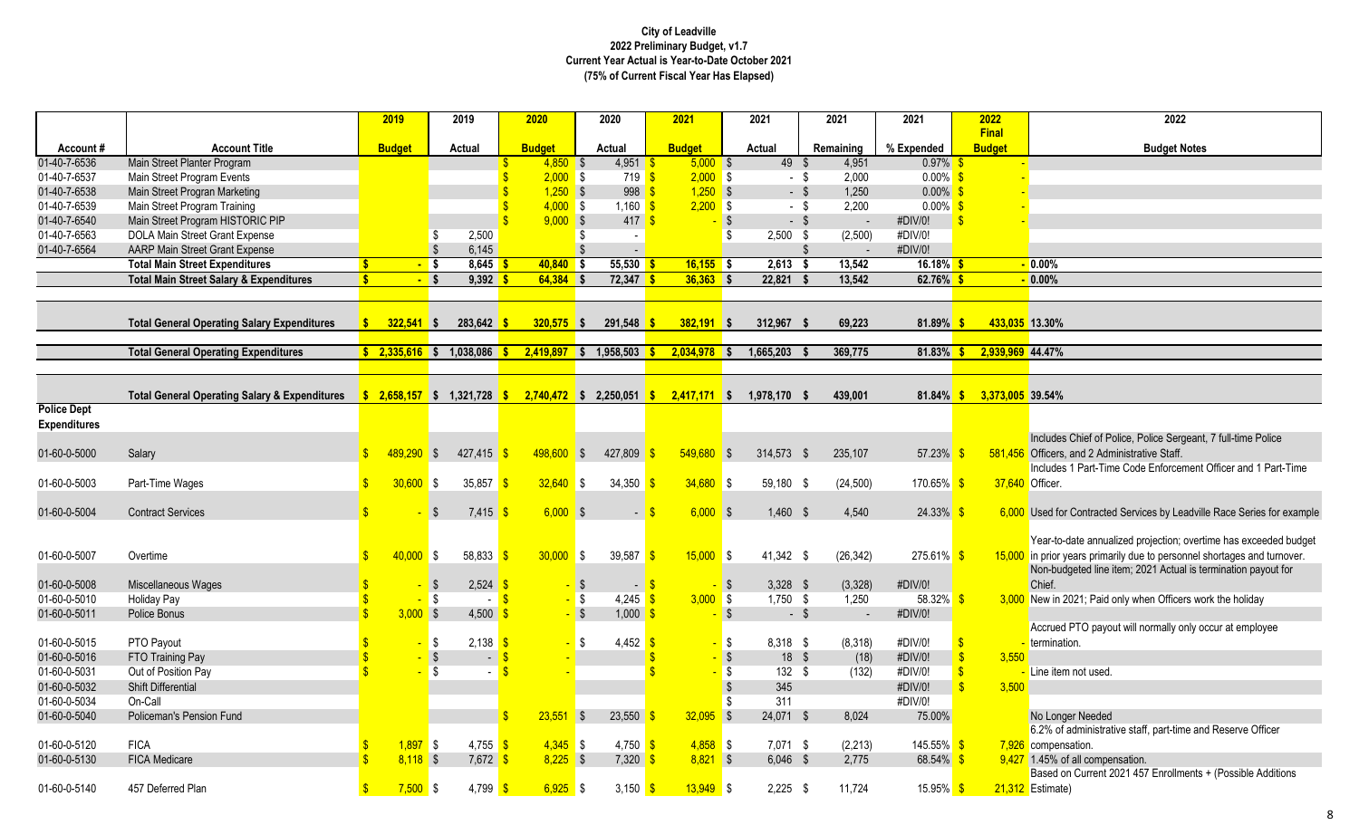**City of Leadville**
**2022 Preliminary Budget, v1.7**
**Current Year Actual is Year-to-Date October 2021**
**(75% of Current Fiscal Year Has Elapsed)**

| Account # | Account Title | 2019 Budget | 2019 Actual | 2020 Budget | 2020 Actual | 2021 Budget | 2021 Actual | 2021 Remaining | 2021 % Expended | 2022 Final Budget | 2022 Budget Notes |
|---|---|---|---|---|---|---|---|---|---|---|---|
| 01-40-7-6536 | Main Street Planter Program | | | $ 4,850 | $ 4,951 | $ 5,000 | $ 49 | $ 4,951 | 0.97% | $ - | |
| 01-40-7-6537 | Main Street Program Events | | | $ 2,000 | $ 719 | $ 2,000 | $ - | $ 2,000 | 0.00% | $ - | |
| 01-40-7-6538 | Main Street Progran Marketing | | | $ 1,250 | $ 998 | $ 1,250 | $ - | $ 1,250 | 0.00% | $ - | |
| 01-40-7-6539 | Main Street Program Training | | | $ 4,000 | $ 1,160 | $ 2,200 | $ - | $ 2,200 | 0.00% | $ - | |
| 01-40-7-6540 | Main Street Program HISTORIC PIP | | | $ 9,000 | $ 417 | $ - | $ - | $ - | #DIV/0! | $ - | |
| 01-40-7-6563 | DOLA Main Street Grant Expense | | $ 2,500 | | $ - | | $ 2,500 | $ (2,500) | #DIV/0! | | |
| 01-40-7-6564 | AARP Main Street Grant Expense | | $ 6,145 | | $ - | | | $ - | #DIV/0! | | |
| | **Total Main Street Expenditures** | **$ -** | **$ 8,645** | **$ 40,840** | **$ 55,530** | **$ 16,155** | **$ 2,613** | **$ 13,542** | **16.18%** | **$ -** | **0.00%** |
| | **Total Main Street Salary & Expenditures** | **$ -** | **$ 9,392** | **$ 64,384** | **$ 72,347** | **$ 36,363** | **$ 22,821** | **$ 13,542** | **62.76%** | **$ -** | **0.00%** |
| | | | | | | | | | | | |
| | **Total General Operating Salary Expenditures** | **$ 322,541** | **$ 283,642** | **$ 320,575** | **$ 291,548** | **$ 382,191** | **$ 312,967** | **$ 69,223** | **81.89%** | **$ 433,035** | **13.30%** |
| | **Total General Operating Expenditures** | **$ 2,335,616** | **$ 1,038,086** | **$ 2,419,897** | **$ 1,958,503** | **$ 2,034,978** | **$ 1,665,203** | **$ 369,775** | **81.83%** | **$ 2,939,969** | **44.47%** |
| | **Total General Operating Salary & Expenditures** | **$ 2,658,157** | **$ 1,321,728** | **$ 2,740,472** | **$ 2,250,051** | **$ 2,417,171** | **$ 1,978,170** | **$ 439,001** | **81.84%** | **$ 3,373,005** | **39.54%** |
| **Police Dept Expenditures** | | | | | | | | | | | |
| 01-60-0-5000 | Salary | $ 489,290 | $ 427,415 | $ 498,600 | $ 427,809 | $ 549,680 | $ 314,573 | $ 235,107 | 57.23% | $ 581,456 | Includes Chief of Police, Police Sergeant, 7 full-time Police Officers, and 2 Administrative Staff. |
| 01-60-0-5003 | Part-Time Wages | $ 30,600 | $ 35,857 | $ 32,640 | $ 34,350 | $ 34,680 | $ 59,180 | $ (24,500) | 170.65% | $ 37,640 | Includes 1 Part-Time Code Enforcement Officer and 1 Part-Time Officer. |
| 01-60-0-5004 | Contract Services | $ - | $ 7,415 | $ 6,000 | $ - | $ 6,000 | $ 1,460 | $ 4,540 | 24.33% | $ 6,000 | Used for Contracted Services by Leadville Race Series for example |
| 01-60-0-5007 | Overtime | $ 40,000 | $ 58,833 | $ 30,000 | $ 39,587 | $ 15,000 | $ 41,342 | $ (26,342) | 275.61% | $ 15,000 | Year-to-date annualized projection; overtime has exceeded budget in prior years primarily due to personnel shortages and turnover. |
| 01-60-0-5008 | Miscellaneous Wages | $ - | $ 2,524 | $ - | $ - | $ - | $ 3,328 | $ (3,328) | #DIV/0! | | Non-budgeted line item; 2021 Actual is termination payout for Chief. |
| 01-60-0-5010 | Holiday Pay | $ - | $ - | $ - | $ 4,245 | $ 3,000 | $ 1,750 | $ 1,250 | 58.32% | $ 3,000 | New in 2021; Paid only when Officers work the holiday |
| 01-60-0-5011 | Police Bonus | $ 3,000 | $ 4,500 | $ - | $ 1,000 | $ - | $ - | $ - | #DIV/0! | | |
| 01-60-0-5015 | PTO Payout | $ - | $ 2,138 | $ - | $ 4,452 | $ - | $ 8,318 | $ (8,318) | #DIV/0! | $ - | Accrued PTO payout will normally only occur at employee termination. |
| 01-60-0-5016 | FTO Training Pay | $ - | $ - | $ - | | $ - | $ 18 | $ (18) | #DIV/0! | $ 3,550 | |
| 01-60-0-5031 | Out of Position Pay | $ - | $ - | $ - | | $ - | $ 132 | $ (132) | #DIV/0! | $ - | Line item not used. |
| 01-60-0-5032 | Shift Differential | | | | | | $ 345 | | #DIV/0! | $ 3,500 | |
| 01-60-0-5034 | On-Call | | | | | | $ 311 | | #DIV/0! | | |
| 01-60-0-5040 | Policeman's Pension Fund | | | $ 23,551 | $ 23,550 | $ 32,095 | $ 24,071 | $ 8,024 | 75.00% | | No Longer Needed |
| 01-60-0-5120 | FICA | $ 1,897 | $ 4,755 | $ 4,345 | $ 4,750 | $ 4,858 | $ 7,071 | $ (2,213) | 145.55% | $ 7,926 | 6.2% of administrative staff, part-time and Reserve Officer compensation. |
| 01-60-0-5130 | FICA Medicare | $ 8,118 | $ 7,672 | $ 8,225 | $ 7,320 | $ 8,821 | $ 6,046 | $ 2,775 | 68.54% | $ 9,427 | 1.45% of all compensation. |
| 01-60-0-5140 | 457 Deferred Plan | $ 7,500 | $ 4,799 | $ 6,925 | $ 3,150 | $ 13,949 | $ 2,225 | $ 11,724 | 15.95% | $ 21,312 | Based on Current 2021 457 Enrollments + (Possible Additions Estimate) |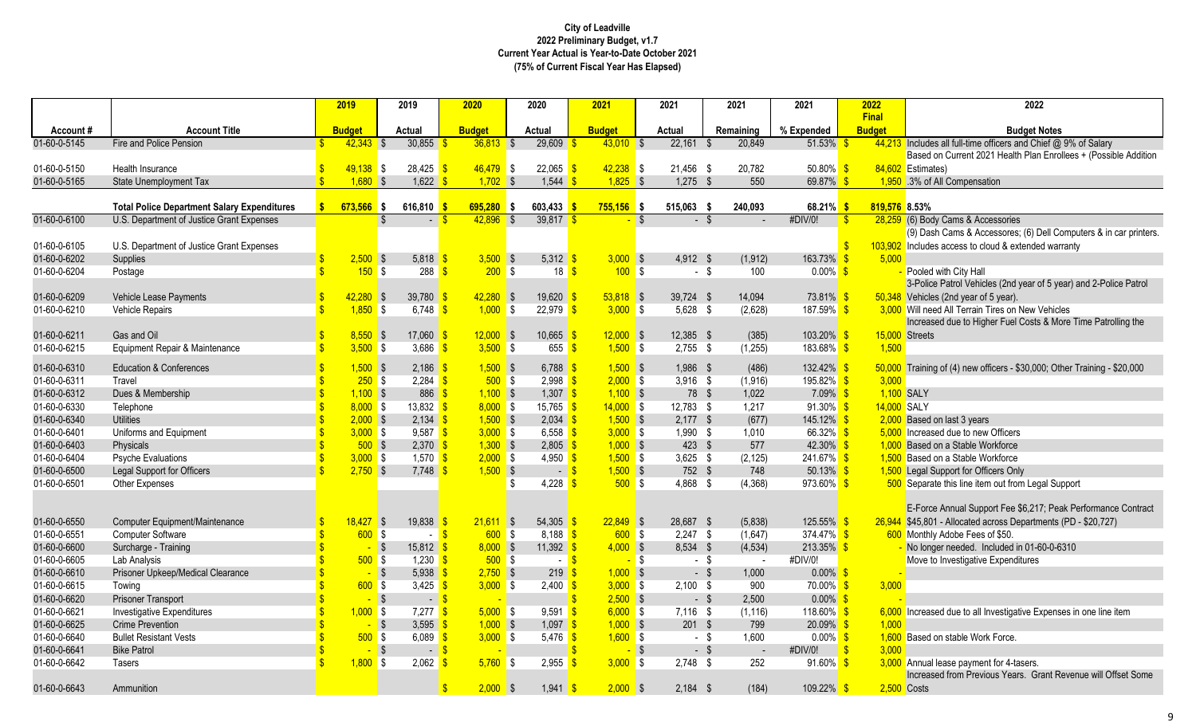# City of Leadville
## 2022 Preliminary Budget, v1.7
## Current Year Actual is Year-to-Date October 2021
## (75% of Current Fiscal Year Has Elapsed)

| Account # | Account Title | 2019 Budget | 2019 Actual | 2020 Budget | 2020 Actual | 2021 Budget | 2021 Actual | 2021 Remaining | 2021 % Expended | 2022 Final Budget | 2022 Budget Notes |
|---|---|---|---|---|---|---|---|---|---|---|---|
| 01-60-0-5145 | Fire and Police Pension | $ 42,343 | $ 30,855 | $ 36,813 | $ 29,609 | $ 43,010 | $ 22,161 | $ 20,849 | 51.53% | $ 44,213 | Includes all full-time officers and Chief @ 9% of Salary |
| 01-60-0-5150 | Health Insurance | $ 49,138 | $ 28,425 | $ 46,479 | $ 22,065 | $ 42,238 | $ 21,456 | $ 20,782 | 50.80% | $ 84,602 | Based on Current 2021 Health Plan Enrollees + (Possible Addition Estimates) |
| 01-60-0-5165 | State Unemployment Tax | $ 1,680 | $ 1,622 | $ 1,702 | $ 1,544 | $ 1,825 | $ 1,275 | $ 550 | 69.87% | $ 1,950 | .3% of All Compensation |
| | **Total Police Department Salary Expenditures** | **$ 673,566** | **$ 616,810** | **$ 695,280** | **$ 603,433** | **$ 755,156** | **$ 515,063** | **$ 240,093** | **68.21%** | **$ 819,576** | **8.53%** |
| 01-60-0-6100 | U.S. Department of Justice Grant Expenses | | $ - | $ 42,896 | $ 39,817 | $ - | $ - | $ - | #DIV/0! | $ 28,259 | (6) Body Cams & Accessories |
| 01-60-0-6105 | U.S. Department of Justice Grant Expenses | | | | | | | | | $ 103,902 | (9) Dash Cams & Accessores; (6) Dell Computers & in car printers. Includes access to cloud & extended warranty |
| 01-60-0-6202 | Supplies | $ 2,500 | $ 5,818 | $ 3,500 | $ 5,312 | $ 3,000 | $ 4,912 | $ (1,912) | 163.73% | $ 5,000 | |
| 01-60-0-6204 | Postage | $ 150 | $ 288 | $ 200 | $ 18 | $ 100 | $ - | $ 100 | 0.00% | $ - | Pooled with City Hall |
| 01-60-0-6209 | Vehicle Lease Payments | $ 42,280 | $ 39,780 | $ 42,280 | $ 19,620 | $ 53,818 | $ 39,724 | $ 14,094 | 73.81% | $ 50,348 | 3-Police Patrol Vehicles (2nd year of 5 year) and 2-Police Patrol Vehicles (2nd year of 5 year). |
| 01-60-0-6210 | Vehicle Repairs | $ 1,850 | $ 6,748 | $ 1,000 | $ 22,979 | $ 3,000 | $ 5,628 | $ (2,628) | 187.59% | $ 3,000 | Will need All Terrain Tires on New Vehicles |
| 01-60-0-6211 | Gas and Oil | $ 8,550 | $ 17,060 | $ 12,000 | $ 10,665 | $ 12,000 | $ 12,385 | $ (385) | 103.20% | $ 15,000 | Increased due to Higher Fuel Costs & More Time Patrolling the Streets |
| 01-60-0-6215 | Equipment Repair & Maintenance | $ 3,500 | $ 3,686 | $ 3,500 | $ 655 | $ 1,500 | $ 2,755 | $ (1,255) | 183.68% | $ 1,500 | |
| 01-60-0-6310 | Education & Conferences | $ 1,500 | $ 2,186 | $ 1,500 | $ 6,788 | $ 1,500 | $ 1,986 | $ (486) | 132.42% | $ 50,000 | Training of (4) new officers - $30,000; Other Training - $20,000 |
| 01-60-0-6311 | Travel | $ 250 | $ 2,284 | $ 500 | $ 2,998 | $ 2,000 | $ 3,916 | $ (1,916) | 195.82% | $ 3,000 | |
| 01-60-0-6312 | Dues & Membership | $ 1,100 | $ 886 | $ 1,100 | $ 1,307 | $ 1,100 | $ 78 | $ 1,022 | 7.09% | $ 1,100 | SALY |
| 01-60-0-6330 | Telephone | $ 8,000 | $ 13,832 | $ 8,000 | $ 15,765 | $ 14,000 | $ 12,783 | $ 1,217 | 91.30% | $ 14,000 | SALY |
| 01-60-0-6340 | Utilities | $ 2,000 | $ 2,134 | $ 1,500 | $ 2,034 | $ 1,500 | $ 2,177 | $ (677) | 145.12% | $ 2,000 | Based on last 3 years |
| 01-60-0-6401 | Uniforms and Equipment | $ 3,000 | $ 9,587 | $ 3,000 | $ 6,558 | $ 3,000 | $ 1,990 | $ 1,010 | 66.32% | $ 5,000 | Increased due to new Officers |
| 01-60-0-6403 | Physicals | $ 500 | $ 2,370 | $ 1,300 | $ 2,805 | $ 1,000 | $ 423 | $ 577 | 42.30% | $ 1,000 | Based on a Stable Workforce |
| 01-60-0-6404 | Psyche Evaluations | $ 3,000 | $ 1,570 | $ 2,000 | $ 4,950 | $ 1,500 | $ 3,625 | $ (2,125) | 241.67% | $ 1,500 | Based on a Stable Workforce |
| 01-60-0-6500 | Legal Support for Officers | $ 2,750 | $ 7,748 | $ 1,500 | $ - | $ 1,500 | $ 752 | $ 748 | 50.13% | $ 1,500 | Legal Support for Officers Only |
| 01-60-0-6501 | Other Expenses | | | | $ 4,228 | $ 500 | $ 4,868 | $ (4,368) | 973.60% | $ 500 | Separate this line item out from Legal Support |
| 01-60-0-6550 | Computer Equipment/Maintenance | $ 18,427 | $ 19,838 | $ 21,611 | $ 54,305 | $ 22,849 | $ 28,687 | $ (5,838) | 125.55% | $ 26,944 | E-Force Annual Support Fee $6,217; Peak Performance Contract $45,801 - Allocated across Departments (PD - $20,727) |
| 01-60-0-6551 | Computer Software | $ 600 | $ - | $ 600 | $ 8,188 | $ 600 | $ 2,247 | $ (1,647) | 374.47% | $ 600 | Monthly Adobe Fees of $50. |
| 01-60-0-6600 | Surcharge - Training | $ - | $ 15,812 | $ 8,000 | $ 11,392 | $ 4,000 | $ 8,534 | $ (4,534) | 213.35% | $ - | No longer needed. Included in 01-60-0-6310 |
| 01-60-0-6605 | Lab Analysis | $ 500 | $ 1,230 | $ 500 | $ - | $ - | $ - | $ - | #DIV/0! | | Move to Investigative Expenditures |
| 01-60-0-6610 | Prisoner Upkeep/Medical Clearance | $ - | $ 5,938 | $ 2,750 | $ 219 | $ 1,000 | $ - | $ 1,000 | 0.00% | $ - | |
| 01-60-0-6615 | Towing | $ 600 | $ 3,425 | $ 3,000 | $ 2,400 | $ 3,000 | $ 2,100 | $ 900 | 70.00% | $ 3,000 | |
| 01-60-0-6620 | Prisoner Transport | $ - | $ - | $ - | | $ 2,500 | $ - | $ 2,500 | 0.00% | $ - | |
| 01-60-0-6621 | Investigative Expenditures | $ 1,000 | $ 7,277 | $ 5,000 | $ 9,591 | $ 6,000 | $ 7,116 | $ (1,116) | 118.60% | $ 6,000 | Increased due to all Investigative Expenses in one line item |
| 01-60-0-6625 | Crime Prevention | $ - | $ 3,595 | $ 1,000 | $ 1,097 | $ 1,000 | $ 201 | $ 799 | 20.09% | $ 1,000 | |
| 01-60-0-6640 | Bullet Resistant Vests | $ 500 | $ 6,089 | $ 3,000 | $ 5,476 | $ 1,600 | $ - | $ 1,600 | 0.00% | $ 1,600 | Based on stable Work Force. |
| 01-60-0-6641 | Bike Patrol | $ - | $ - | $ - | | $ - | $ - | $ - | #DIV/0! | $ 3,000 | |
| 01-60-0-6642 | Tasers | $ 1,800 | $ 2,062 | $ 5,760 | $ 2,955 | $ 3,000 | $ 2,748 | $ 252 | 91.60% | $ 3,000 | Annual lease payment for 4-tasers. |
| 01-60-0-6643 | Ammunition | | | $ 2,000 | $ 1,941 | $ 2,000 | $ 2,184 | $ (184) | 109.22% | $ 2,500 | Increased from Previous Years. Grant Revenue will Offset Some Costs |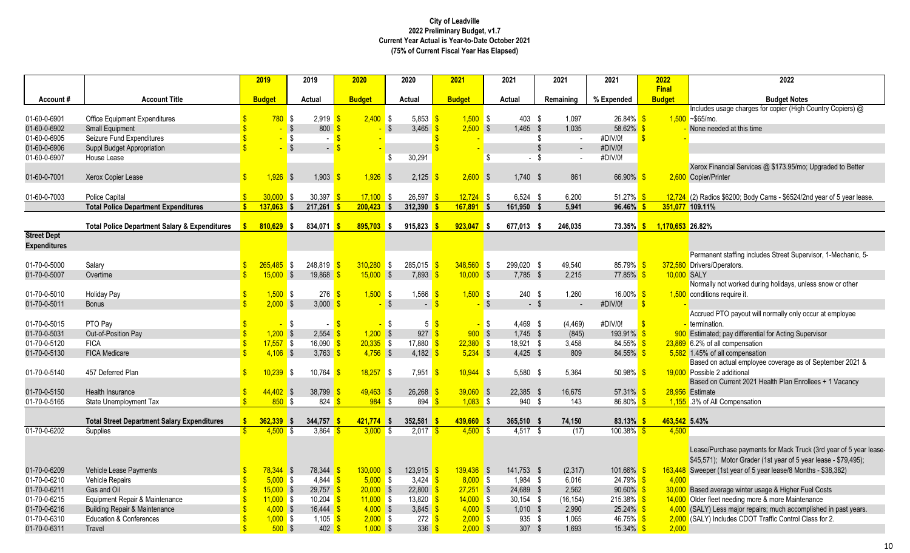**City of Leadville**
**2022 Preliminary Budget, v1.7**
**Current Year Actual is Year-to-Date October 2021**
**(75% of Current Fiscal Year Has Elapsed)**

| Account # | Account Title | 2019 Budget | 2019 Actual | 2020 Budget | 2020 Actual | 2021 Budget | 2021 Actual | 2021 Remaining | 2021 % Expended | 2022 Final Budget | 2022 Budget Notes |
|---|---|---|---|---|---|---|---|---|---|---|---|
| 01-60-0-6901 | Office Equipment Expenditures | $ 780 | $ 2,919 | $ 2,400 | $ 5,853 | $ 1,500 | $ 403 | $ 1,097 | 26.84% | $ 1,500 | Includes usage charges for copier (High Country Copiers) @ ~$65/mo. |
| 01-60-0-6902 | Small Equipment | $ - | $ 800 | $ - | $ 3,465 | $ 2,500 | $ 1,465 | $ 1,035 | 58.62% | $ - | None needed at this time |
| 01-60-0-6905 | Seizure Fund Expenditures | $ - | $ - | $ - | | $ - | | $ - | #DIV/0! | $ - | |
| 01-60-0-6906 | Suppl Budget Appropriation | $ - | $ - | $ - | | $ - | | $ - | #DIV/0! | | |
| 01-60-0-6907 | House Lease | | | | $ 30,291 | | $ - | $ - | #DIV/0! | | |
| 01-60-0-7001 | Xerox Copier Lease | $ 1,926 | $ 1,903 | $ 1,926 | $ 2,125 | $ 2,600 | $ 1,740 | $ 861 | 66.90% | $ 2,600 | Xerox Financial Services @ $173.95/mo; Upgraded to Better Copier/Printer |
| 01-60-0-7003 | Police Capital | $ 30,000 | $ 30,397 | $ 17,100 | $ 26,597 | $ 12,724 | $ 6,524 | $ 6,200 | 51.27% | $ 12,724 | (2) Radios $6200; Body Cams - $6524/2nd year of 5 year lease. |
| | **Total Police Department Expenditures** | **$ 137,063** | **$ 217,261** | **$ 200,423** | **$ 312,390** | **$ 167,891** | **$ 161,950** | **$ 5,941** | **96.46%** | **$ 351,077** | **109.11%** |
| | **Total Police Department Salary & Expenditures** | **$ 810,629** | **$ 834,071** | **$ 895,703** | **$ 915,823** | **$ 923,047** | **$ 677,013** | **$ 246,035** | **73.35%** | **$ 1,170,653** | **26.82%** |
| **Street Dept Expenditures** | | | | | | | | | | | |
| 01-70-0-5000 | Salary | $ 265,485 | $ 248,819 | $ 310,280 | $ 285,015 | $ 348,560 | $ 299,020 | $ 49,540 | 85.79% | $ 372,580 | Permanent staffing includes Street Supervisor, 1-Mechanic, 5-Drivers/Operators. |
| 01-70-0-5007 | Overtime | $ 15,000 | $ 19,868 | $ 15,000 | $ 7,893 | $ 10,000 | $ 7,785 | $ 2,215 | 77.85% | $ 10,000 | SALY |
| 01-70-0-5010 | Holiday Pay | $ 1,500 | $ 276 | $ 1,500 | $ 1,566 | $ 1,500 | $ 240 | $ 1,260 | 16.00% | $ 1,500 | Normally not worked during holidays, unless snow or other conditions require it. |
| 01-70-0-5011 | Bonus | $ 2,000 | $ 3,000 | $ - | $ - | $ - | $ - | $ - | #DIV/0! | $ - | |
| 01-70-0-5015 | PTO Pay | $ - | $ - | $ - | $ 5 | $ - | $ 4,469 | $ (4,469) | #DIV/0! | $ - | Accrued PTO payout will normally only occur at employee termination. |
| 01-70-0-5031 | Out-of-Position Pay | $ 1,200 | $ 2,554 | $ 1,200 | $ 927 | $ 900 | $ 1,745 | $ (845) | 193.91% | $ 900 | Estimated; pay differential for Acting Supervisor |
| 01-70-0-5120 | FICA | $ 17,557 | $ 16,090 | $ 20,335 | $ 17,880 | $ 22,380 | $ 18,921 | $ 3,458 | 84.55% | $ 23,869 | 6.2% of all compensation |
| 01-70-0-5130 | FICA Medicare | $ 4,106 | $ 3,763 | $ 4,756 | $ 4,182 | $ 5,234 | $ 4,425 | $ 809 | 84.55% | $ 5,582 | 1.45% of all compensation |
| 01-70-0-5140 | 457 Deferred Plan | $ 10,239 | $ 10,764 | $ 18,257 | $ 7,951 | $ 10,944 | $ 5,580 | $ 5,364 | 50.98% | $ 19,000 | Based on actual employee coverage as of September 2021 & Possible 2 additional |
| 01-70-0-5150 | Health Insurance | $ 44,402 | $ 38,799 | $ 49,463 | $ 26,268 | $ 39,060 | $ 22,385 | $ 16,675 | 57.31% | $ 28,956 | Based on Current 2021 Health Plan Enrollees + 1 Vacancy Estimate |
| 01-70-0-5165 | State Unemployment Tax | $ 850 | $ 824 | $ 984 | $ 894 | $ 1,083 | $ 940 | $ 143 | 86.80% | $ 1,155 | .3% of All Compensation |
| | **Total Street Department Salary Expenditures** | **$ 362,339** | **$ 344,757** | **$ 421,774** | **$ 352,581** | **$ 439,660** | **$ 365,510** | **$ 74,150** | **83.13%** | **$ 463,542** | **5.43%** |
| 01-70-0-6202 | Supplies | $ 4,500 | $ 3,864 | $ 3,000 | $ 2,017 | $ 4,500 | $ 4,517 | $ (17) | 100.38% | $ 4,500 | |
| 01-70-0-6209 | Vehicle Lease Payments | $ 78,344 | $ 78,344 | $ 130,000 | $ 123,915 | $ 139,436 | $ 141,753 | $ (2,317) | 101.66% | $ 163,448 | Lease/Purchase payments for Mack Truck (3rd year of 5 year lease-$45,571); Motor Grader (1st year of 5 year lease - $79,495); Sweeper (1st year of 5 year lease/8 Months - $38,382) |
| 01-70-0-6210 | Vehicle Repairs | $ 5,000 | $ 4,844 | $ 5,000 | $ 3,424 | $ 8,000 | $ 1,984 | $ 6,016 | 24.79% | $ 4,000 | |
| 01-70-0-6211 | Gas and Oil | $ 15,000 | $ 29,757 | $ 20,000 | $ 22,800 | $ 27,251 | $ 24,689 | $ 2,562 | 90.60% | $ 30,000 | Based average winter usage & Higher Fuel Costs |
| 01-70-0-6215 | Equipment Repair & Maintenance | $ 11,000 | $ 10,204 | $ 11,000 | $ 13,820 | $ 14,000 | $ 30,154 | $ (16,154) | 215.38% | $ 14,000 | Older fleet needing more & more Maintenance |
| 01-70-0-6216 | Building Repair & Maintenance | $ 4,000 | $ 16,444 | $ 4,000 | $ 3,845 | $ 4,000 | $ 1,010 | $ 2,990 | 25.24% | $ 4,000 | (SALY) Less major repairs; much accomplished in past years. |
| 01-70-0-6310 | Education & Conferences | $ 1,000 | $ 1,105 | $ 2,000 | $ 272 | $ 2,000 | $ 935 | $ 1,065 | 46.75% | $ 2,000 | (SALY) Includes CDOT Traffic Control Class for 2. |
| 01-70-0-6311 | Travel | $ 500 | $ 402 | $ 1,000 | $ 336 | $ 2,000 | $ 307 | $ 1,693 | 15.34% | $ 2,000 | |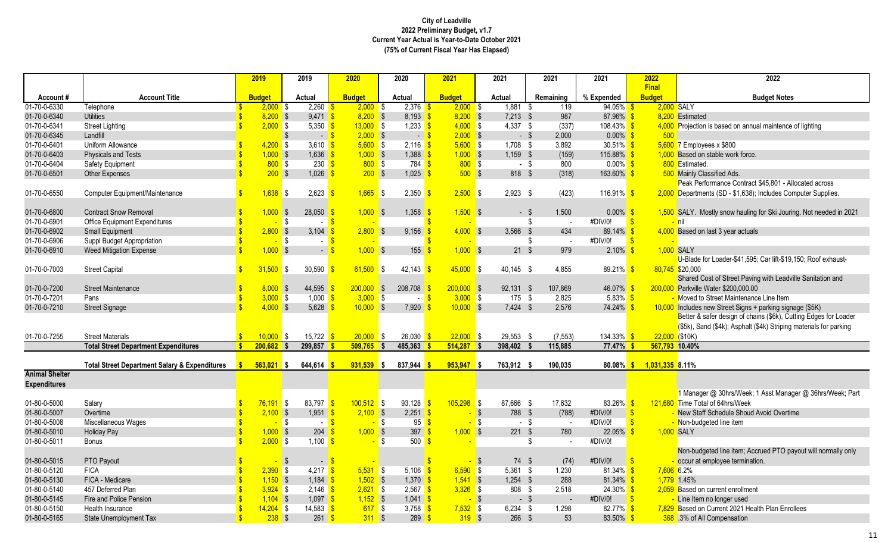# City of Leadville

## 2022 Preliminary Budget, v1.7

### Current Year Actual is Year-to-Date October 2021

### (75% of Current Fiscal Year Has Elapsed)

| Account # | Account Title | 2019 Budget | 2019 Actual | 2020 Budget | 2020 Actual | 2021 Budget | 2021 Actual | 2021 Remaining | 2021 % Expended | 2022 Final Budget | 2022 Budget Notes |
|---|---|---|---|---|---|---|---|---|---|---|---|
| 01-70-0-6330 | Telephone | $ 2,000 | $ 2,260 | $ 2,000 | $ 2,376 | $ 2,000 | $ 1,881 | $ 119 | 94.05% | $ 2,000 | SALY |
| 01-70-0-6340 | Utilities | $ 8,200 | $ 9,471 | $ 8,200 | $ 8,193 | $ 8,200 | $ 7,213 | $ 987 | 87.96% | $ 8,200 | Estimated |
| 01-70-0-6341 | Street Lighting | $ 2,000 | $ 5,350 | $ 13,000 | $ 1,233 | $ 4,000 | $ 4,337 | $ (337) | 108.43% | $ 4,000 | Projection is based on annual maintence of lighting |
| 01-70-0-6345 | Landfill | | $ - | $ - | $ - | $ 2,000 | $ - | $ 2,000 | 0.00% | $ 500 | |
| 01-70-0-6401 | Uniform Allowance | $ 4,200 | $ 3,610 | $ 5,600 | $ 2,116 | $ 5,600 | $ 1,708 | $ 3,892 | 30.51% | $ 5,600 | 7 Employees x $800 |
| 01-70-0-6403 | Physicals and Tests | $ 1,000 | $ 1,636 | $ 1,000 | $ 1,388 | $ 1,000 | $ 1,159 | $ (159) | 115.88% | $ 1,000 | Based on stable work force. |
| 01-70-0-6404 | Safety Equipment | $ 800 | $ 230 | $ 800 | $ 784 | $ 800 | $ - | $ 800 | 0.00% | $ 800 | Estimated. |
| 01-70-0-6501 | Other Expenses | $ 200 | $ 1,026 | $ 200 | $ 1,025 | $ 500 | $ 818 | $ (318) | 163.60% | $ 500 | Mainly Classified Ads. |
| 01-70-0-6550 | Computer Equipment/Maintenance | $ 1,638 | $ 2,623 | $ 1,665 | $ 2,350 | $ 2,500 | $ 2,923 | $ (423) | 116.91% | $ 2,000 | Peak Performance Contract $45,801 - Allocated across Departments (SD - $1,638); Includes Computer Supplies. |
| 01-70-0-6800 | Contract Snow Removal | $ 1,000 | $ 28,050 | $ 1,000 | $ 1,358 | $ 1,500 | $ - | $ 1,500 | 0.00% | $ 1,500 | SALY. Mostly snow hauling for Ski Jouring. Not needed in 2021 |
| 01-70-0-6901 | Office Equipment Expenditures | $ - | $ - | $ - | | $ - | | $ - | #DIV/0! | $ - | nil |
| 01-70-0-6902 | Small Equipment | $ 2,800 | $ 3,104 | $ 2,800 | $ 9,156 | $ 4,000 | $ 3,566 | $ 434 | 89.14% | $ 4,000 | Based on last 3 year actuals |
| 01-70-0-6906 | Suppl Budget Appropriation | $ - | $ - | $ - | | $ - | | $ - | #DIV/0! | $ - | |
| 01-70-0-6910 | Weed Mitigation Expense | $ 1,000 | $ - | $ 1,000 | $ 155 | $ 1,000 | $ 21 | $ 979 | 2.10% | $ 1,000 | SALY |
| 01-70-0-7003 | Street Capital | $ 31,500 | $ 30,590 | $ 61,500 | $ 42,143 | $ 45,000 | $ 40,145 | $ 4,855 | 89.21% | $ 80,745 | U-Blade for Loader-$41,595; Car lift-$19,150; Roof exhaust-$20,000 |
| 01-70-0-7200 | Street Maintenance | $ 8,000 | $ 44,595 | $ 200,000 | $ 208,708 | $ 200,000 | $ 92,131 | $ 107,869 | 46.07% | $ 200,000 | Shared Cost of Street Paving with Leadville Sanitation and Parkville Water $200,000.00 |
| 01-70-0-7201 | Pans | $ 3,000 | $ 1,000 | $ 3,000 | $ - | $ 3,000 | $ 175 | $ 2,825 | 5.83% | $ - | Moved to Street Maintenance Line Item |
| 01-70-0-7210 | Street Signage | $ 4,000 | $ 5,628 | $ 10,000 | $ 7,920 | $ 10,000 | $ 7,424 | $ 2,576 | 74.24% | $ 10,000 | Includes new Street Signs + parking signage ($5K) |
| 01-70-0-7255 | Street Materials | $ 10,000 | $ 15,722 | $ 20,000 | $ 26,030 | $ 22,000 | $ 29,553 | $ (7,553) | 134.33% | $ 22,000 | Better & safer design of chains ($6k), Cutting Edges for Loader ($5k), Sand ($4k); Asphalt ($4k) Striping materials for parking ($10K) |
| | **Total Street Department Expenditures** | **$ 200,682** | **$ 299,857** | **$ 509,765** | **$ 485,363** | **$ 514,287** | **$ 398,402** | **$ 115,885** | **77.47%** | **$ 567,793** | **10.40%** |
| | **Total Street Department Salary & Expenditures** | **$ 563,021** | **$ 644,614** | **$ 931,539** | **$ 837,944** | **$ 953,947** | **$ 763,912** | **$ 190,035** | **80.08%** | **$ 1,031,335** | **8.11%** |
| **Animal Shelter Expenditures** | | | | | | | | | | | |
| 01-80-0-5000 | Salary | $ 76,191 | $ 83,797 | $ 100,512 | $ 93,128 | $ 105,298 | $ 87,666 | $ 17,632 | 83.26% | $ 121,680 | 1 Manager @ 30hrs/Week; 1 Asst Manager @ 36hrs/Week; Part Time Total of 64hrs/Week |
| 01-80-0-5007 | Overtime | $ 2,100 | $ 1,951 | $ 2,100 | $ 2,251 | $ - | $ 788 | $ (788) | #DIV/0! | $ - | New Staff Schedule Shoud Avoid Overtime |
| 01-80-0-5008 | Miscellaneous Wages | $ - | $ - | $ - | $ 95 | $ - | $ - | $ - | #DIV/0! | $ - | Non-budgeted line item |
| 01-80-0-5010 | Holiday Pay | $ 1,000 | $ 204 | $ 1,000 | $ 397 | $ 1,000 | $ 221 | $ 780 | 22.05% | $ 1,000 | SALY |
| 01-80-0-5011 | Bonus | $ 2,000 | $ 1,100 | $ - | $ 500 | $ - | | $ - | #DIV/0! | | |
| 01-80-0-5015 | PTO Payout | $ - | $ - | $ - | | $ - | $ 74 | $ (74) | #DIV/0! | $ - | Non-budgeted line item; Accrued PTO payout will normally only occur at employee termination. |
| 01-80-0-5120 | FICA | $ 2,390 | $ 4,217 | $ 5,531 | $ 5,106 | $ 6,590 | $ 5,361 | $ 1,230 | 81.34% | $ 7,606 | 6.2% |
| 01-80-0-5130 | FICA - Medicare | $ 1,150 | $ 1,184 | $ 1,502 | $ 1,370 | $ 1,541 | $ 1,254 | $ 288 | 81.34% | $ 1,779 | 1.45% |
| 01-80-0-5140 | 457 Deferred Plan | $ 3,924 | $ 2,146 | $ 2,621 | $ 2,567 | $ 3,326 | $ 808 | $ 2,518 | 24.30% | $ 2,059 | Based on current enrollment |
| 01-80-0-5145 | Fire and Police Pension | $ 1,104 | $ 1,097 | $ 1,152 | $ 1,041 | $ - | $ - | $ - | #DIV/0! | $ - | Line Item no longer used |
| 01-80-0-5150 | Health Insurance | $ 14,204 | $ 14,583 | $ 617 | $ 3,758 | $ 7,532 | $ 6,234 | $ 1,298 | 82.77% | $ 7,829 | Based on Current 2021 Health Plan Enrollees |
| 01-80-0-5165 | State Unemployment Tax | $ 238 | $ 261 | $ 311 | $ 289 | $ 319 | $ 266 | $ 53 | 83.50% | $ 368 | .3% of All Compensation |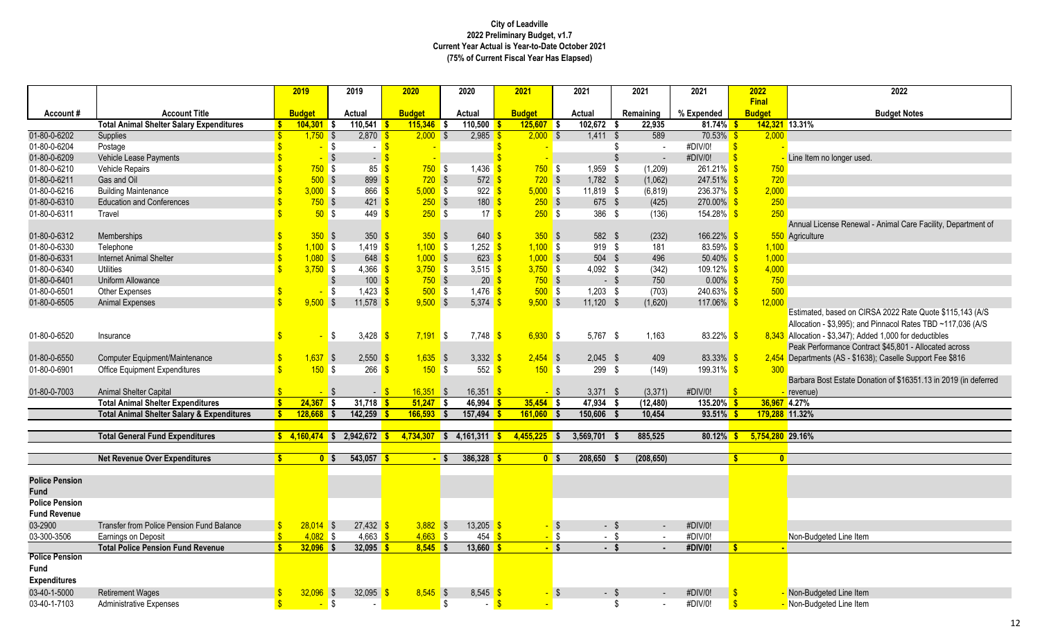# City of Leadville
## 2022 Preliminary Budget, v1.7
### Current Year Actual is Year-to-Date October 2021
### (75% of Current Fiscal Year Has Elapsed)

| Account # | Account Title | 2019 Budget | 2019 Actual | 2020 Budget | 2020 Actual | 2021 Budget | 2021 Actual | 2021 Remaining | 2021 % Expended | 2022 Final Budget | 2022 Budget Notes |
|---|---|---|---|---|---|---|---|---|---|---|---|
| | **Total Animal Shelter Salary Expenditures** | **$ 104,301** | **$ 110,541** | **$ 115,346** | **$ 110,500** | **$ 125,607** | **$ 102,672** | **$ 22,935** | **81.74%** | **$ 142,321** | **13.31%** |
| 01-80-0-6202 | Supplies | $ 1,750 | $ 2,870 | $ 2,000 | $ 2,985 | $ 2,000 | $ 1,411 | $ 589 | 70.53% | $ 2,000 | |
| 01-80-0-6204 | Postage | $ - | $ - | $ - | | $ - | | $ - | #DIV/0! | $ - | |
| 01-80-0-6209 | Vehicle Lease Payments | $ - | $ - | $ - | | $ - | | $ - | #DIV/0! | $ - | Line Item no longer used. |
| 01-80-0-6210 | Vehicle Repairs | $ 750 | $ 85 | $ 750 | $ 1,436 | $ 750 | $ 1,959 | $ (1,209) | 261.21% | $ 750 | |
| 01-80-0-6211 | Gas and Oil | $ 500 | $ 899 | $ 720 | $ 572 | $ 720 | $ 1,782 | $ (1,062) | 247.51% | $ 720 | |
| 01-80-0-6216 | Building Maintenance | $ 3,000 | $ 866 | $ 5,000 | $ 922 | $ 5,000 | $ 11,819 | $ (6,819) | 236.37% | $ 2,000 | |
| 01-80-0-6310 | Education and Conferences | $ 750 | $ 421 | $ 250 | $ 180 | $ 250 | $ 675 | $ (425) | 270.00% | $ 250 | |
| 01-80-0-6311 | Travel | $ 50 | $ 449 | $ 250 | $ 17 | $ 250 | $ 386 | $ (136) | 154.28% | $ 250 | |
| 01-80-0-6312 | Memberships | $ 350 | $ 350 | $ 350 | $ 640 | $ 350 | $ 582 | $ (232) | 166.22% | $ 550 | Annual License Renewal - Animal Care Facility, Department of Agriculture |
| 01-80-0-6330 | Telephone | $ 1,100 | $ 1,419 | $ 1,100 | $ 1,252 | $ 1,100 | $ 919 | $ 181 | 83.59% | $ 1,100 | |
| 01-80-0-6331 | Internet Animal Shelter | $ 1,080 | $ 648 | $ 1,000 | $ 623 | $ 1,000 | $ 504 | $ 496 | 50.40% | $ 1,000 | |
| 01-80-0-6340 | Utilities | $ 3,750 | $ 4,366 | $ 3,750 | $ 3,515 | $ 3,750 | $ 4,092 | $ (342) | 109.12% | $ 4,000 | |
| 01-80-0-6401 | Uniform Allowance | | $ 100 | $ 750 | $ 20 | $ 750 | $ - | $ 750 | 0.00% | $ 750 | |
| 01-80-0-6501 | Other Expenses | $ - | $ 1,423 | $ 500 | $ 1,476 | $ 500 | $ 1,203 | $ (703) | 240.63% | $ 500 | |
| 01-80-0-6505 | Animal Expenses | $ 9,500 | $ 11,578 | $ 9,500 | $ 5,374 | $ 9,500 | $ 11,120 | $ (1,620) | 117.06% | $ 12,000 | |
| 01-80-0-6520 | Insurance | $ - | $ 3,428 | $ 7,191 | $ 7,748 | $ 6,930 | $ 5,767 | $ 1,163 | 83.22% | $ 8,343 | Estimated, based on CIRSA 2022 Rate Quote $115,143 (A/S Allocation - $3,995); and Pinnacol Rates TBD ~117,036 (A/S Allocation - $3,347); Added 1,000 for deductibles |
| 01-80-0-6550 | Computer Equipment/Maintenance | $ 1,637 | $ 2,550 | $ 1,635 | $ 3,332 | $ 2,454 | $ 2,045 | $ 409 | 83.33% | $ 2,454 | Peak Performance Contract $45,801 - Allocated across Departments (AS - $1638); Caselle Support Fee $816 |
| 01-80-0-6901 | Office Equipment Expenditures | $ 150 | $ 266 | $ 150 | $ 552 | $ 150 | $ 299 | $ (149) | 199.31% | $ 300 | |
| 01-80-0-7003 | Animal Shelter Capital | $ - | $ - | $ 16,351 | $ 16,351 | $ - | $ 3,371 | $ (3,371) | #DIV/0! | $ - | Barbara Bost Estate Donation of $16351.13 in 2019 (in deferred revenue) |
| | **Total Animal Shelter Expenditures** | **$ 24,367** | **$ 31,718** | **$ 51,247** | **$ 46,994** | **$ 35,454** | **$ 47,934** | **$ (12,480)** | **135.20%** | **$ 36,967** | **4.27%** |
| | **Total Animal Shelter Salary & Expenditures** | **$ 128,668** | **$ 142,259** | **$ 166,593** | **$ 157,494** | **$ 161,060** | **$ 150,606** | **$ 10,454** | **93.51%** | **$ 179,288** | **11.32%** |
| | | | | | | | | | | | |
| | **Total General Fund Expenditures** | **$ 4,160,474** | **$ 2,942,672** | **$ 4,734,307** | **$ 4,161,311** | **$ 4,455,225** | **$ 3,569,701** | **$ 885,525** | **80.12%** | **$ 5,754,280** | **29.16%** |
| | | | | | | | | | | | |
| | **Net Revenue Over Expenditures** | **$ 0** | **$ 543,057** | **$ -** | **$ 386,328** | **$ 0** | **$ 208,650** | **$ (208,650)** | | **$ 0** | |
| | | | | | | | | | | | |
| **Police Pension Fund** | | | | | | | | | | | |
| **Police Pension Fund Revenue** | | | | | | | | | | | |
| 03-2900 | Transfer from Police Pension Fund Balance | $ 28,014 | $ 27,432 | $ 3,882 | $ 13,205 | $ - | $ - | $ - | #DIV/0! | | |
| 03-300-3506 | Earnings on Deposit | $ 4,082 | $ 4,663 | $ 4,663 | $ 454 | $ - | $ - | $ - | #DIV/0! | | Non-Budgeted Line Item |
| | **Total Police Pension Fund Revenue** | **$ 32,096** | **$ 32,095** | **$ 8,545** | **$ 13,660** | **$ -** | **$ -** | **$ -** | **#DIV/0!** | **$ -** | |
| **Police Pension Fund Expenditures** | | | | | | | | | | | |
| 03-40-1-5000 | Retirement Wages | $ 32,096 | $ 32,095 | $ 8,545 | $ 8,545 | $ - | $ - | $ - | #DIV/0! | $ - | Non-Budgeted Line Item |
| 03-40-1-7103 | Administrative Expenses | $ - | $ - | | $ - | $ - | | $ - | #DIV/0! | $ - | Non-Budgeted Line Item |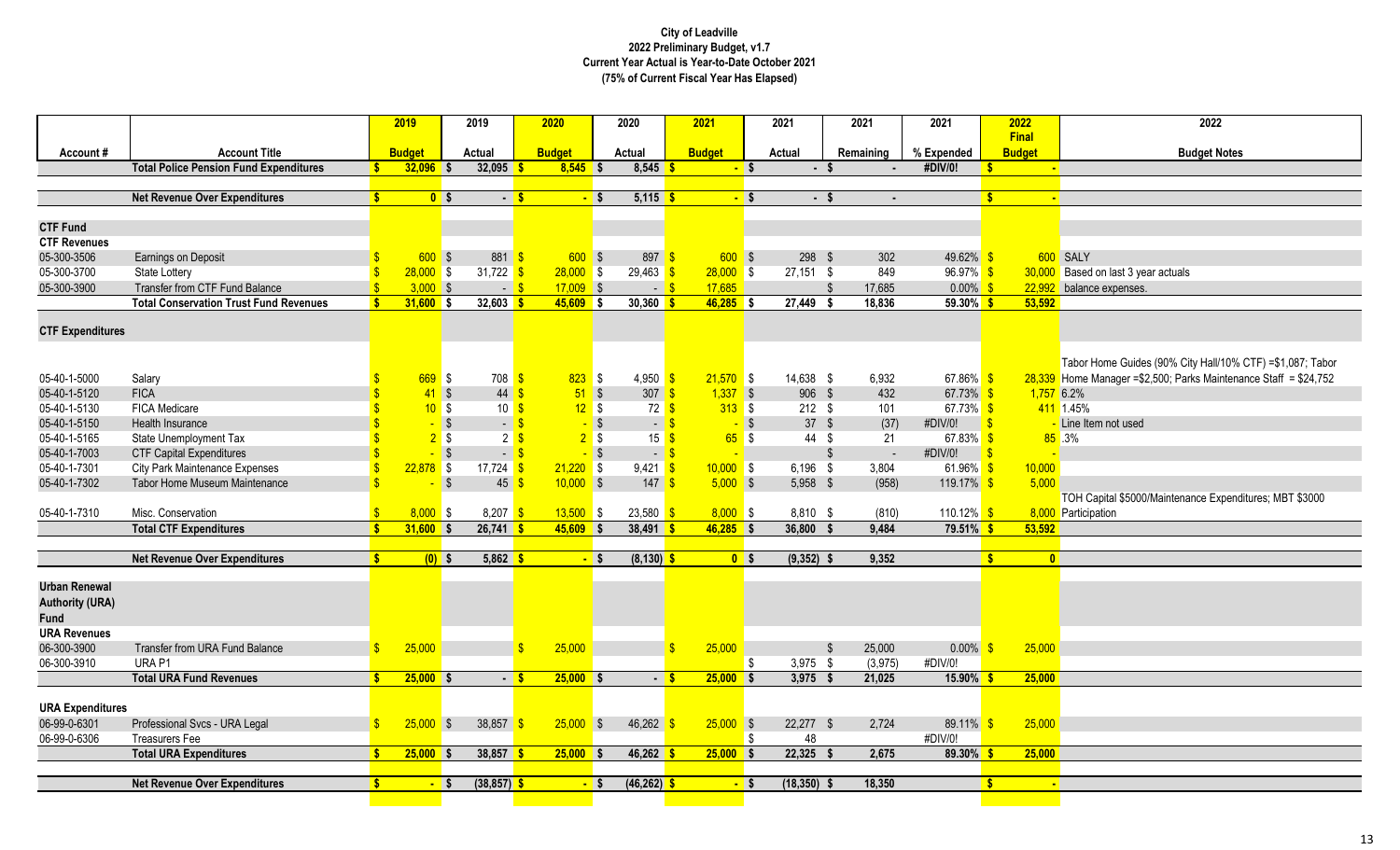# City of Leadville
## 2022 Preliminary Budget, v1.7
### Current Year Actual is Year-to-Date October 2021
### (75% of Current Fiscal Year Has Elapsed)

| Account # | Account Title | 2019 Budget | 2019 Actual | 2020 Budget | 2020 Actual | 2021 Budget | 2021 Actual | 2021 Remaining | 2021 % Expended | 2022 Final Budget | 2022 Budget Notes |
|---|---|---|---|---|---|---|---|---|---|---|---|
| | **Total Police Pension Fund Expenditures** | **$ 32,096** | **$ 32,095** | **$ 8,545** | **$ 8,545** | **$ -** | **$ -** | **$ -** | **#DIV/0!** | **$ -** | |
| | | | | | | | | | | | |
| | **Net Revenue Over Expenditures** | **$ 0** | **$ -** | **$ -** | **$ 5,115** | **$ -** | **$ -** | **$ -** | | **$ -** | |
| | | | | | | | | | | | |
| **CTF Fund** | | | | | | | | | | | |
| **CTF Revenues** | | | | | | | | | | | |
| 05-300-3506 | Earnings on Deposit | $ 600 | $ 881 | $ 600 | $ 897 | $ 600 | $ 298 | $ 302 | 49.62% | $ 600 | SALY |
| 05-300-3700 | State Lottery | $ 28,000 | $ 31,722 | $ 28,000 | $ 29,463 | $ 28,000 | $ 27,151 | $ 849 | 96.97% | $ 30,000 | Based on last 3 year actuals |
| 05-300-3900 | Transfer from CTF Fund Balance | $ 3,000 | $ - | $ 17,009 | $ - | 17,685 | | $ 17,685 | 0.00% | $ 22,992 | balance expenses. |
| | **Total Conservation Trust Fund Revenues** | **$ 31,600** | **$ 32,603** | **$ 45,609** | **$ 30,360** | **$ 46,285** | **$ 27,449** | **$ 18,836** | **59.30%** | **$ 53,592** | |
| | | | | | | | | | | | |
| **CTF Expenditures** | | | | | | | | | | | |
| 05-40-1-5000 | Salary | $ 669 | $ 708 | $ 823 | $ 4,950 | $ 21,570 | $ 14,638 | $ 6,932 | 67.86% | $ 28,339 | Tabor Home Guides (90% City Hall/10% CTF) =$1,087; Tabor Home Manager =$2,500; Parks Maintenance Staff = $24,752 |
| 05-40-1-5120 | FICA | $ 41 | $ 44 | $ 51 | $ 307 | $ 1,337 | $ 906 | $ 432 | 67.73% | $ 1,757 | 6.2% |
| 05-40-1-5130 | FICA Medicare | $ 10 | $ 10 | $ 12 | $ 72 | $ 313 | $ 212 | $ 101 | 67.73% | $ 411 | 1.45% |
| 05-40-1-5150 | Health Insurance | $ - | $ - | $ - | $ - | $ - | $ 37 | $ (37) | #DIV/0! | $ - | Line Item not used |
| 05-40-1-5165 | State Unemployment Tax | $ 2 | $ 2 | $ 2 | $ 15 | $ 65 | $ 44 | $ 21 | 67.83% | $ 85 | .3% |
| 05-40-1-7003 | CTF Capital Expenditures | $ - | $ - | $ - | $ - | $ - | | $ - | #DIV/0! | $ - | |
| 05-40-1-7301 | City Park Maintenance Expenses | $ 22,878 | $ 17,724 | $ 21,220 | $ 9,421 | $ 10,000 | $ 6,196 | $ 3,804 | 61.96% | $ 10,000 | |
| 05-40-1-7302 | Tabor Home Museum Maintenance | $ - | $ 45 | $ 10,000 | $ 147 | $ 5,000 | $ 5,958 | $ (958) | 119.17% | $ 5,000 | |
| 05-40-1-7310 | Misc. Conservation | $ 8,000 | $ 8,207 | $ 13,500 | $ 23,580 | $ 8,000 | $ 8,810 | $ (810) | 110.12% | $ 8,000 | TOH Capital $5000/Maintenance Expenditures; MBT $3000 Participation |
| | **Total CTF Expenditures** | **$ 31,600** | **$ 26,741** | **$ 45,609** | **$ 38,491** | **$ 46,285** | **$ 36,800** | **$ 9,484** | **79.51%** | **$ 53,592** | |
| | | | | | | | | | | | |
| | **Net Revenue Over Expenditures** | **$ (0)** | **$ 5,862** | **$ -** | **$ (8,130)** | **$ 0** | **$ (9,352)** | **$ 9,352** | | **$ 0** | |
| | | | | | | | | | | | |
| **Urban Renewal Authority (URA) Fund** | | | | | | | | | | | |
| **URA Revenues** | | | | | | | | | | | |
| 06-300-3900 | Transfer from URA Fund Balance | $ 25,000 | | $ 25,000 | | $ 25,000 | | $ 25,000 | 0.00% | $ 25,000 | |
| 06-300-3910 | URA P1 | | | | | | $ 3,975 | $ (3,975) | #DIV/0! | | |
| | **Total URA Fund Revenues** | **$ 25,000** | **$ -** | **$ 25,000** | **$ -** | **$ 25,000** | **$ 3,975** | **$ 21,025** | **15.90%** | **$ 25,000** | |
| | | | | | | | | | | | |
| **URA Expenditures** | | | | | | | | | | | |
| 06-99-0-6301 | Professional Svcs - URA Legal | $ 25,000 | $ 38,857 | $ 25,000 | $ 46,262 | $ 25,000 | $ 22,277 | $ 2,724 | 89.11% | $ 25,000 | |
| 06-99-0-6306 | Treasurers Fee | | | | | | $ 48 | | #DIV/0! | | |
| | **Total URA Expenditures** | **$ 25,000** | **$ 38,857** | **$ 25,000** | **$ 46,262** | **$ 25,000** | **$ 22,325** | **$ 2,675** | **89.30%** | **$ 25,000** | |
| | | | | | | | | | | | |
| | **Net Revenue Over Expenditures** | **$ -** | **$ (38,857)** | **$ -** | **$ (46,262)** | **$ -** | **$ (18,350)** | **$ 18,350** | | **$ -** | |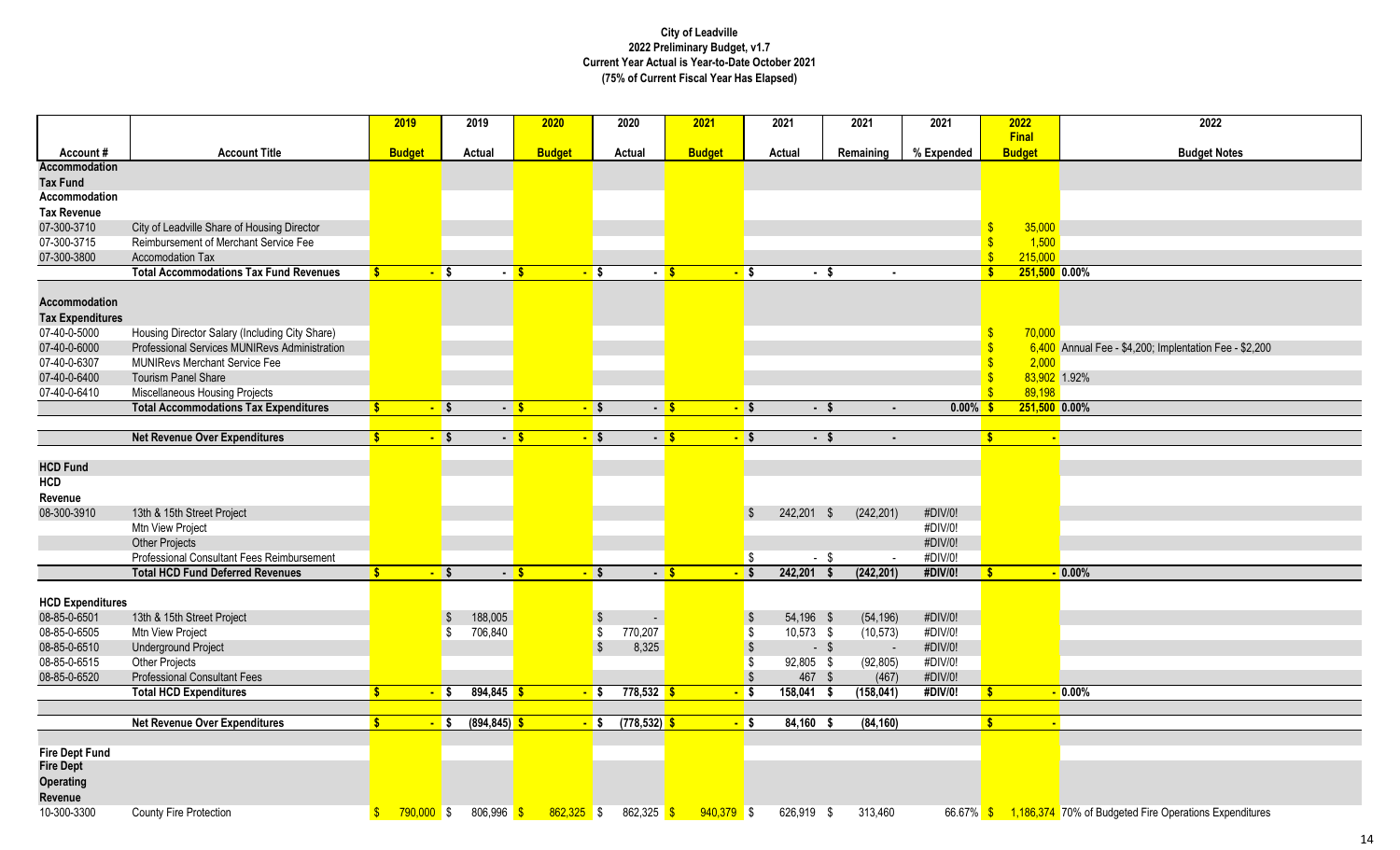# City of Leadville
## 2022 Preliminary Budget, v1.7
### Current Year Actual is Year-to-Date October 2021
### (75% of Current Fiscal Year Has Elapsed)

| Account # | Account Title | 2019 Budget | 2019 Actual | 2020 Budget | 2020 Actual | 2021 Budget | 2021 Actual | 2021 Remaining | 2021 % Expended | 2022 Final Budget | 2022 Budget Notes |
|---|---|---|---|---|---|---|---|---|---|---|---|
| **Accommodation Tax Fund** | | | | | | | | | | | |
| **Accommodation Tax Revenue** | | | | | | | | | | | |
| 07-300-3710 | City of Leadville Share of Housing Director | | | | | | | | | $ 35,000 | |
| 07-300-3715 | Reimbursement of Merchant Service Fee | | | | | | | | | $ 1,500 | |
| 07-300-3800 | Accomodation Tax | | | | | | | | | $ 215,000 | |
| | **Total Accommodations Tax Fund Revenues** | **$ -** | **$ -** | **$ -** | **$ -** | **$ -** | **$ -** | **$ -** | | **$ 251,500** | **0.00%** |
| **Accommodation Tax Expenditures** | | | | | | | | | | | |
| 07-40-0-5000 | Housing Director Salary (Including City Share) | | | | | | | | | $ 70,000 | |
| 07-40-0-6000 | Professional Services MUNIRevs Administration | | | | | | | | | $ 6,400 | Annual Fee - $4,200; Implentation Fee - $2,200 |
| 07-40-0-6307 | MUNIRevs Merchant Service Fee | | | | | | | | | $ 2,000 | |
| 07-40-0-6400 | Tourism Panel Share | | | | | | | | | $ 83,902 | 1.92% |
| 07-40-0-6410 | Miscellaneous Housing Projects | | | | | | | | | $ 89,198 | |
| | **Total Accommodations Tax Expenditures** | **$ -** | **$ -** | **$ -** | **$ -** | **$ -** | **$ -** | **$ -** | **0.00%** | **$ 251,500** | **0.00%** |
| | **Net Revenue Over Expenditures** | **$ -** | **$ -** | **$ -** | **$ -** | **$ -** | **$ -** | **$ -** | | **$ -** | |
| **HCD Fund** | | | | | | | | | | | |
| **HCD Revenue** | | | | | | | | | | | |
| 08-300-3910 | 13th & 15th Street Project | | | | | | $ 242,201 | $ (242,201) | #DIV/0! | | |
| | Mtn View Project | | | | | | | | #DIV/0! | | |
| | Other Projects | | | | | | | | #DIV/0! | | |
| | Professional Consultant Fees Reimbursement | | | | | | $ - | $ - | #DIV/0! | | |
| | **Total HCD Fund Deferred Revenues** | **$ -** | **$ -** | **$ -** | **$ -** | **$ -** | **$ 242,201** | **$ (242,201)** | **#DIV/0!** | **$ -** | **0.00%** |
| **HCD Expenditures** | | | | | | | | | | | |
| 08-85-0-6501 | 13th & 15th Street Project | | $ 188,005 | | $ - | | $ 54,196 | $ (54,196) | #DIV/0! | | |
| 08-85-0-6505 | Mtn View Project | | $ 706,840 | | $ 770,207 | | $ 10,573 | $ (10,573) | #DIV/0! | | |
| 08-85-0-6510 | Underground Project | | | | $ 8,325 | | $ - | $ - | #DIV/0! | | |
| 08-85-0-6515 | Other Projects | | | | | | $ 92,805 | $ (92,805) | #DIV/0! | | |
| 08-85-0-6520 | Professional Consultant Fees | | | | | | $ 467 | $ (467) | #DIV/0! | | |
| | **Total HCD Expenditures** | **$ -** | **$ 894,845** | **$ -** | **$ 778,532** | **$ -** | **$ 158,041** | **$ (158,041)** | **#DIV/0!** | **$ -** | **0.00%** |
| | **Net Revenue Over Expenditures** | **$ -** | **$ (894,845)** | **$ -** | **$ (778,532)** | **$ -** | **$ 84,160** | **$ (84,160)** | | **$ -** | |
| **Fire Dept Fund** | | | | | | | | | | | |
| **Fire Dept Operating Revenue** | | | | | | | | | | | |
| 10-300-3300 | County Fire Protection | $ 790,000 | $ 806,996 | $ 862,325 | $ 862,325 | $ 940,379 | $ 626,919 | $ 313,460 | 66.67% | $ 1,186,374 | 70% of Budgeted Fire Operations Expenditures |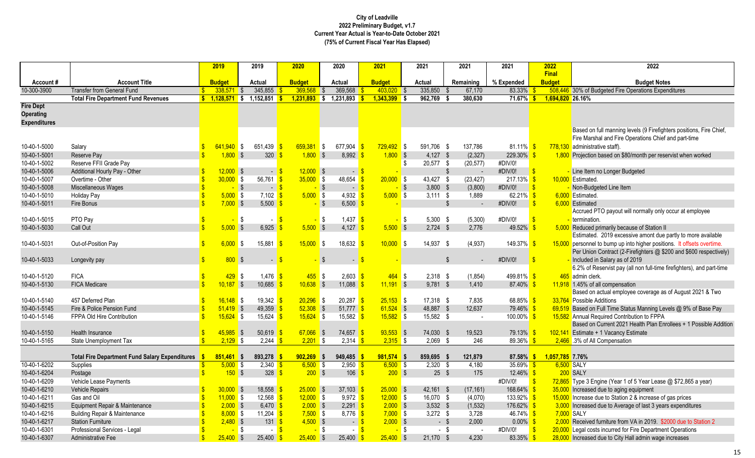**City of Leadville**
**2022 Preliminary Budget, v1.7**
**Current Year Actual is Year-to-Date October 2021**
**(75% of Current Fiscal Year Has Elapsed)**

| Account # | Account Title | 2019 Budget | 2019 Actual | 2020 Budget | 2020 Actual | 2021 Budget | 2021 Actual | 2021 Remaining | 2021 % Expended | 2022 Final Budget | 2022 Budget Notes |
|---|---|---|---|---|---|---|---|---|---|---|---|
| 10-300-3900 | Transfer from General Fund | $ 338,571 | $ 345,855 | $ 369,568 | $ 369,568 | $ 403,020 | $ 335,850 | $ 67,170 | 83.33% | $ 508,446 | 30% of Budgeted Fire Operations Expenditures |
| | **Total Fire Department Fund Revenues** | **$ 1,128,571** | **$ 1,152,851** | **$ 1,231,893** | **$ 1,231,893** | **$ 1,343,399** | **$ 962,769** | **$ 380,630** | **71.67%** | **$ 1,694,820** | **26.16%** |
| **Fire Dept Operating Expenditures** | | | | | | | | | | | |
| 10-40-1-5000 | Salary | $ 641,940 | $ 651,439 | $ 659,381 | $ 677,904 | $ 729,492 | $ 591,706 | $ 137,786 | 81.11% | $ 778,130 | Based on full manning levels (9 Firefighters positions, Fire Chief, Fire Marshal and Fire Operations Chief and part-time administrative staff). |
| 10-40-1-5001 | Reserve Pay | $ 1,800 | $ 320 | $ 1,800 | $ 8,992 | $ 1,800 | $ 4,127 | $ (2,327) | 229.30% | $ 1,800 | Projection based on $80/month per reservist when worked |
| 10-40-1-5002 | Reserve FFII Grade Pay | | | | | | $ 20,577 | $ (20,577) | #DIV/0! | | |
| 10-40-1-5006 | Additional Hourly Pay - Other | $ 12,000 | $ - | $ 12,000 | $ - | $ - | | $ - | #DIV/0! | $ - | Line Item no Longer Budgeted |
| 10-40-1-5007 | Overtime - Other | $ 30,000 | $ 56,761 | $ 35,000 | $ 48,654 | $ 20,000 | $ 43,427 | $ (23,427) | 217.13% | $ 10,000 | Estimated. |
| 10-40-1-5008 | Miscellaneous Wages | $ - | $ - | $ - | $ - | $ - | $ 3,800 | $ (3,800) | #DIV/0! | $ - | Non-Budgeted Line Item |
| 10-40-1-5010 | Holiday Pay | $ 5,000 | $ 7,102 | $ 5,000 | $ 4,932 | $ 5,000 | $ 3,111 | $ 1,889 | 62.21% | $ 6,000 | Estimated. |
| 10-40-1-5011 | Fire Bonus | $ 7,000 | $ 5,500 | $ - | $ 6,500 | $ - | | $ - | #DIV/0! | $ 6,000 | Estimated |
| 10-40-1-5015 | PTO Pay | $ - | $ - | $ - | $ 1,437 | $ - | $ 5,300 | $ (5,300) | #DIV/0! | $ - | Accrued PTO payout will normally only occur at employee termination. |
| 10-40-1-5030 | Call Out | $ 5,000 | $ 6,925 | $ 5,500 | $ 4,127 | $ 5,500 | $ 2,724 | $ 2,776 | 49.52% | $ 5,000 | Reduced primarily because of Station II |
| 10-40-1-5031 | Out-of-Position Pay | $ 6,000 | $ 15,881 | $ 15,000 | $ 18,632 | $ 10,000 | $ 14,937 | $ (4,937) | 149.37% | $ 15,000 | Estimated. 2019 excessive amont due partly to more available personnel to bump up into higher positions. It offsets overtime. |
| 10-40-1-5033 | Longevity pay | $ 800 | $ - | $ - | $ - | $ - | | $ - | #DIV/0! | $ - | Per Union Contract (2-Firefighters @ $200 and $600 respectively) Included in Salary as of 2019 |
| 10-40-1-5120 | FICA | $ 429 | $ 1,476 | $ 455 | $ 2,603 | $ 464 | $ 2,318 | $ (1,854) | 499.81% | $ 465 | 6.2% of Reservist pay (all non full-time firefighters), and part-time admin clerk. |
| 10-40-1-5130 | FICA Medicare | $ 10,187 | $ 10,685 | $ 10,638 | $ 11,088 | $ 11,191 | $ 9,781 | $ 1,410 | 87.40% | $ 11,918 | 1.45% of all compensation |
| 10-40-1-5140 | 457 Deferred Plan | $ 16,148 | $ 19,342 | $ 20,296 | $ 20,287 | $ 25,153 | $ 17,318 | $ 7,835 | 68.85% | $ 33,764 | Based on actual employee coverage as of August 2021 & Two Possible Additions |
| 10-40-1-5145 | Fire & Police Pension Fund | $ 51,419 | $ 49,359 | $ 52,308 | $ 51,777 | $ 61,524 | $ 48,887 | $ 12,637 | 79.46% | $ 69,519 | Based on Full Time Status Manning Levels @ 9% of Base Pay |
| 10-40-1-5146 | FPPA Old Hire Contribution | $ 15,624 | $ 15,624 | $ 15,624 | $ 15,582 | $ 15,582 | $ 15,582 | $ - | 100.00% | $ 15,582 | Annual Required Contribution to FPPA |
| 10-40-1-5150 | Health Insurance | $ 45,985 | $ 50,619 | $ 67,066 | $ 74,657 | $ 93,553 | $ 74,030 | $ 19,523 | 79.13% | $ 102,141 | Based on Current 2021 Health Plan Enrollees + 1 Possible Addition Estimate + 1 Vacancy Estimate |
| 10-40-1-5165 | State Unemployment Tax | $ 2,129 | $ 2,244 | $ 2,201 | $ 2,314 | $ 2,315 | $ 2,069 | $ 246 | 89.36% | $ 2,466 | .3% of All Compensation |
| | **Total Fire Department Fund Salary Expenditures** | **$ 851,461** | **$ 893,278** | **$ 902,269** | **$ 949,485** | **$ 981,574** | **$ 859,695** | **$ 121,879** | **87.58%** | **$ 1,057,785** | **7.76%** |
| 10-40-1-6202 | Supplies | $ 5,000 | $ 2,340 | $ 6,500 | $ 2,950 | $ 6,500 | $ 2,320 | $ 4,180 | 35.69% | $ 6,500 | SALY |
| 10-40-1-6204 | Postage | $ 150 | $ 328 | $ 200 | $ 106 | $ 200 | $ 25 | $ 175 | 12.46% | $ 200 | SALY |
| 10-40-1-6209 | Vehicle Lease Payments | | | | | | | | #DIV/0! | $ 72,865 | Type 3 Engine (Year 1 of 5 Year Lease @ $72,865 a year) |
| 10-40-1-6210 | Vehicle Repairs | $ 30,000 | $ 18,558 | $ 25,000 | $ 37,103 | $ 25,000 | $ 42,161 | $ (17,161) | 168.64% | $ 35,000 | Increased due to aging equipment |
| 10-40-1-6211 | Gas and Oil | $ 11,000 | $ 12,568 | $ 12,000 | $ 9,972 | $ 12,000 | $ 16,070 | $ (4,070) | 133.92% | $ 15,000 | Increase due to Station 2 & increase of gas prices |
| 10-40-1-6215 | Equipment Repair & Maintenance | $ 2,000 | $ 6,470 | $ 2,000 | $ 2,291 | $ 2,000 | $ 3,532 | $ (1,532) | 176.62% | $ 3,000 | Increased due to Average of last 3 years expenditures |
| 10-40-1-6216 | Building Repair & Maintenance | $ 8,000 | $ 11,204 | $ 7,500 | $ 8,776 | $ 7,000 | $ 3,272 | $ 3,728 | 46.74% | $ 7,000 | SALY |
| 10-40-1-6217 | Station Furniture | $ 2,480 | $ 131 | $ 4,500 | $ - | $ 2,000 | $ - | $ 2,000 | 0.00% | $ 2,000 | Received furniture from VA in 2019. $2000 due to Station 2 |
| 10-40-1-6301 | Professional Services - Legal | $ - | $ - | $ - | $ - | $ - | $ - | $ - | #DIV/0! | $ 20,000 | Legal costs incurred for Fire Department Operations |
| 10-40-1-6307 | Administrative Fee | $ 25,400 | $ 25,400 | $ 25,400 | $ 25,400 | $ 25,400 | $ 21,170 | $ 4,230 | 83.35% | $ 28,000 | Increased due to City Hall admin wage increases |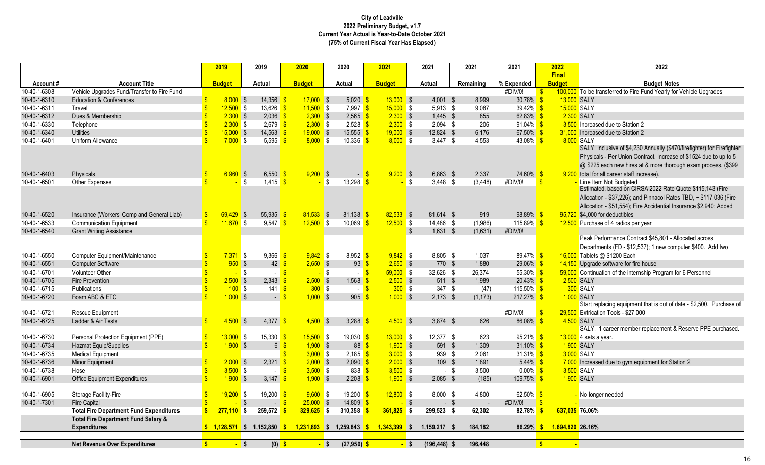**City of Leadville**
**2022 Preliminary Budget, v1.7**
**Current Year Actual is Year-to-Date October 2021**
**(75% of Current Fiscal Year Has Elapsed)**

| Account # | Account Title | 2019 Budget | 2019 Actual | 2020 Budget | 2020 Actual | 2021 Budget | 2021 Actual | 2021 Remaining | 2021 % Expended | 2022 Final Budget | 2022 Budget Notes |
|---|---|---|---|---|---|---|---|---|---|---|---|
| 10-40-1-6308 | Vehicle Upgrades Fund/Transfer to Fire Fund | | | | | | | | #DIV/0! | $ 100,000 | To be transferred to Fire Fund Yearly for Vehicle Upgrades |
| 10-40-1-6310 | Education & Conferences | $ 8,000 | $ 14,356 | $ 17,000 | $ 5,020 | $ 13,000 | $ 4,001 | $ 8,999 | 30.78% | $ 13,000 | SALY |
| 10-40-1-6311 | Travel | $ 12,500 | $ 13,626 | $ 11,500 | $ 7,997 | $ 15,000 | $ 5,913 | $ 9,087 | 39.42% | $ 15,000 | SALY |
| 10-40-1-6312 | Dues & Membership | $ 2,300 | $ 2,036 | $ 2,300 | $ 2,565 | $ 2,300 | $ 1,445 | $ 855 | 62.83% | $ 2,300 | SALY |
| 10-40-1-6330 | Telephone | $ 2,300 | $ 2,679 | $ 2,300 | $ 2,528 | $ 2,300 | $ 2,094 | $ 206 | 91.04% | $ 3,500 | Increased due to Station 2 |
| 10-40-1-6340 | Utilities | $ 15,000 | $ 14,563 | $ 19,000 | $ 15,555 | $ 19,000 | $ 12,824 | $ 6,176 | 67.50% | $ 31,000 | Increased due to Station 2 |
| 10-40-1-6401 | Uniform Allowance | $ 7,000 | $ 5,595 | $ 8,000 | $ 10,336 | $ 8,000 | $ 3,447 | $ 4,553 | 43.08% | $ 8,000 | SALY |
| 10-40-1-6403 | Physicals | $ 6,960 | $ 6,550 | $ 9,200 | $ - | $ 9,200 | $ 6,863 | $ 2,337 | 74.60% | $ 9,200 | SALY; Inclusive of $4,230 Annually ($470/firefighter) for Firefighter Physicals - Per Union Contract. Increase of $1524 due to up to 5 @ $225 each new hires at & more thorough exam process. ($399 total for all career staff increase). |
| 10-40-1-6501 | Other Expenses | $ - | $ 1,415 | $ - | $ 13,298 | $ - | $ 3,448 | $ (3,448) | #DIV/0! | $ - | Line Item Not Budgeted |
| 10-40-1-6520 | Insurance (Workers' Comp and General Liab) | $ 69,429 | $ 55,935 | $ 81,533 | $ 81,138 | $ 82,533 | $ 81,614 | $ 919 | 98.89% | $ 95,720 | Estimated, based on CIRSA 2022 Rate Quote $115,143 (Fire Allocation - $37,226); and Pinnacol Rates TBD, ~ $117,036 (Fire Allocation - $51,554); Fire Accidential Insurance $2,940; Added $4,000 for deductibles |
| 10-40-1-6533 | Communication Equipment | $ 11,670 | $ 9,547 | $ 12,500 | $ 10,069 | $ 12,500 | $ 14,486 | $ (1,986) | 115.89% | $ 12,500 | Purchase of 4 radios per year |
| 10-40-1-6540 | Grant Writing Assistance | | | | | | $ 1,631 | $ (1,631) | #DIV/0! | | |
| 10-40-1-6550 | Computer Equipment/Maintenance | $ 7,371 | $ 9,366 | $ 9,842 | $ 8,952 | $ 9,842 | $ 8,805 | $ 1,037 | 89.47% | $ 16,000 | Peak Performance Contract $45,801 - Allocated across Departments (FD - $12,537); 1 new computer $400. Add two Tablets @ $1200 Each |
| 10-40-1-6551 | Computer Software | $ 950 | $ 42 | $ 2,650 | $ 93 | $ 2,650 | $ 770 | $ 1,880 | 29.06% | $ 14,150 | Upgrade software for fire house |
| 10-40-1-6701 | Volunteer Other | $ - | $ - | $ - | $ - | $ 59,000 | $ 32,626 | $ 26,374 | 55.30% | $ 59,000 | Continuation of the internship Program for 6 Personnel |
| 10-40-1-6705 | Fire Prevention | $ 2,500 | $ 2,343 | $ 2,500 | $ 1,568 | $ 2,500 | $ 511 | $ 1,989 | 20.43% | $ 2,500 | SALY |
| 10-40-1-6715 | Publications | $ 100 | $ 141 | $ 300 | $ - | $ 300 | $ 347 | $ (47) | 115.50% | $ 300 | SALY |
| 10-40-1-6720 | Foam ABC & ETC | $ 1,000 | $ - | $ 1,000 | $ 905 | $ 1,000 | $ 2,173 | $ (1,173) | 217.27% | $ 1,000 | SALY |
| 10-40-1-6721 | Rescue Equipment | | | | | | | | #DIV/0! | $ 29,500 | Start replacing equipment that is out of date - $2,500. Purchase of Extriction Tools - $27,000 |
| 10-40-1-6725 | Ladder & Air Tests | $ 4,500 | $ 4,377 | $ 4,500 | $ 3,288 | $ 4,500 | $ 3,874 | $ 626 | 86.08% | $ 4,500 | SALY |
| 10-40-1-6730 | Personal Protection Equipment (PPE) | $ 13,000 | $ 15,330 | $ 15,500 | $ 19,030 | $ 13,000 | $ 12,377 | $ 623 | 95.21% | $ 13,000 | SALY. 1 career member replacement & Reserve PPE purchased. 4 sets a year. |
| 10-40-1-6734 | Hazmat Equip/Supplies | $ 1,900 | $ 6 | $ 1,900 | $ 88 | $ 1,900 | $ 591 | $ 1,309 | 31.10% | $ 1,900 | SALY |
| 10-40-1-6735 | Medical Equipment | | | $ 3,000 | $ 2,185 | $ 3,000 | $ 939 | $ 2,061 | 31.31% | $ 3,000 | SALY |
| 10-40-1-6736 | Minor Equipment | $ 2,000 | $ 2,321 | $ 2,000 | $ 2,090 | $ 2,000 | $ 109 | $ 1,891 | 5.44% | $ 7,000 | Increased due to gym equipment for Station 2 |
| 10-40-1-6738 | Hose | $ 3,500 | $ - | $ 3,500 | $ 838 | $ 3,500 | $ - | $ 3,500 | 0.00% | $ 3,500 | SALY |
| 10-40-1-6901 | Office Equipment Expenditures | $ 1,900 | $ 3,147 | $ 1,900 | $ 2,208 | $ 1,900 | $ 2,085 | $ (185) | 109.75% | $ 1,900 | SALY |
| 10-40-1-6905 | Storage Facility-Fire | $ 19,200 | $ 19,200 | $ 9,600 | $ 19,200 | $ 12,800 | $ 8,000 | $ 4,800 | 62.50% | $ - | No longer needed |
| 10-40-1-7301 | Fire Capital | $ - | $ - | $ 25,000 | $ 14,809 | $ - | $ - | $ - | #DIV/0! | $ - | |
| | **Total Fire Department Fund Expenditures** | **$ 277,110** | **$ 259,572** | **$ 329,625** | **$ 310,358** | **$ 361,825** | **$ 299,523** | **$ 62,302** | **82.78%** | **$ 637,035** | **76.06%** |
| | **Total Fire Department Fund Salary & Expenditures** | **$ 1,128,571** | **$ 1,152,850** | **$ 1,231,893** | **$ 1,259,843** | **$ 1,343,399** | **$ 1,159,217** | **$ 184,182** | **86.29%** | **$ 1,694,820** | **26.16%** |
| | **Net Revenue Over Expenditures** | **$ -** | **$ (0)** | **$ -** | **$ (27,950)** | **$ -** | **$ (196,448)** | **$ 196,448** | | **$ -** | |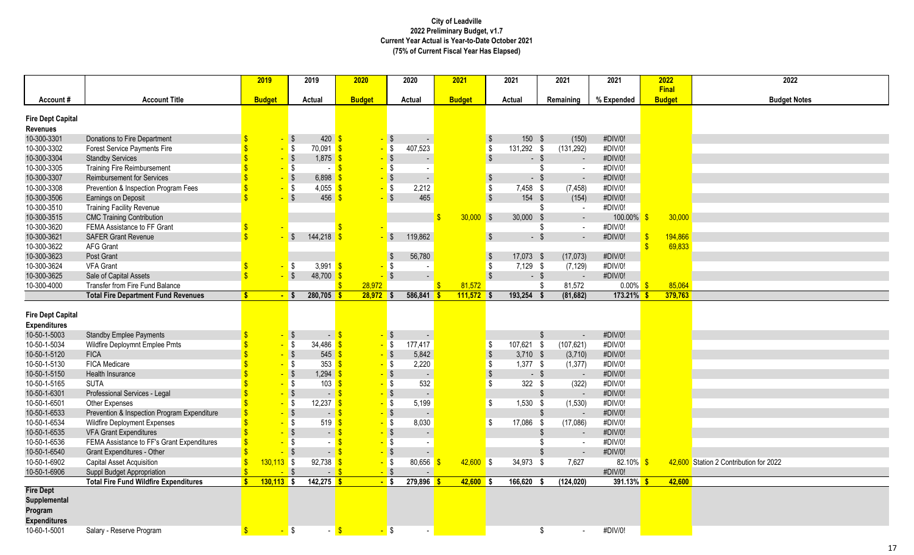**City of Leadville**
**2022 Preliminary Budget, v1.7**
**Current Year Actual is Year-to-Date October 2021**
**(75% of Current Fiscal Year Has Elapsed)**

| Account # | Account Title | 2019 Budget | 2019 Actual | 2020 Budget | 2020 Actual | 2021 Budget | 2021 Actual | 2021 Remaining | 2021 % Expended | 2022 Final Budget | 2022 Budget Notes |
|---|---|---|---|---|---|---|---|---|---|---|---|
| **Fire Dept Capital Revenues** | | | | | | | | | | | |
| 10-300-3301 | Donations to Fire Department | $ - | $ 420 | $ - | $ - | | $ 150 | $ (150) | #DIV/0! | | |
| 10-300-3302 | Forest Service Payments Fire | $ - | $ 70,091 | $ - | $ 407,523 | | $ 131,292 | $ (131,292) | #DIV/0! | | |
| 10-300-3304 | Standby Services | $ - | $ 1,875 | $ - | $ - | | $ - | $ - | #DIV/0! | | |
| 10-300-3305 | Training Fire Reimbursement | $ - | $ - | $ - | $ - | | | $ - | #DIV/0! | | |
| 10-300-3307 | Reimbursement for Services | $ - | $ 6,898 | $ - | $ - | | $ - | $ - | #DIV/0! | | |
| 10-300-3308 | Prevention & Inspection Program Fees | $ - | $ 4,055 | $ - | $ 2,212 | | $ 7,458 | $ (7,458) | #DIV/0! | | |
| 10-300-3506 | Earnings on Deposit | $ - | $ 456 | $ - | $ 465 | | $ 154 | $ (154) | #DIV/0! | | |
| 10-300-3510 | Training Facility Revenue | | | | | | | $ - | #DIV/0! | | |
| 10-300-3515 | CMC Training Contribution | | | | | $ 30,000 | $ 30,000 | $ - | 100.00% | $ 30,000 | |
| 10-300-3620 | FEMA Assistance to FF Grant | $ - | | $ - | | | | $ - | #DIV/0! | | |
| 10-300-3621 | SAFER Grant Revenue | $ - | $ 144,218 | $ - | $ 119,862 | | $ - | $ - | #DIV/0! | $ 194,866 | |
| 10-300-3622 | AFG Grant | | | | | | | | | $ 69,833 | |
| 10-300-3623 | Post Grant | | | | $ 56,780 | | $ 17,073 | $ (17,073) | #DIV/0! | | |
| 10-300-3624 | VFA Grant | $ - | $ 3,991 | $ - | $ - | | $ 7,129 | $ (7,129) | #DIV/0! | | |
| 10-300-3625 | Sale of Capital Assets | $ - | $ 48,700 | $ - | $ - | | $ - | $ - | #DIV/0! | | |
| 10-300-4000 | Transfer from Fire Fund Balance | | | $ 28,972 | | $ 81,572 | | $ 81,572 | 0.00% | $ 85,064 | |
| | **Total Fire Department Fund Revenues** | **$ -** | **$ 280,705** | **$ 28,972** | **$ 586,841** | **$ 111,572** | **$ 193,254** | **$ (81,682)** | **173.21%** | **$ 379,763** | |
| **Fire Dept Capital Expenditures** | | | | | | | | | | | |
| 10-50-1-5003 | Standby Emplee Payments | $ - | $ - | $ - | $ - | | | $ - | #DIV/0! | | |
| 10-50-1-5034 | Wildfire Deploymnt Emplee Pmts | $ - | $ 34,486 | $ - | $ 177,417 | | $ 107,621 | $ (107,621) | #DIV/0! | | |
| 10-50-1-5120 | FICA | $ - | $ 545 | $ - | $ 5,842 | | $ 3,710 | $ (3,710) | #DIV/0! | | |
| 10-50-1-5130 | FICA Medicare | $ - | $ 353 | $ - | $ 2,220 | | $ 1,377 | $ (1,377) | #DIV/0! | | |
| 10-50-1-5150 | Health Insurance | $ - | $ 1,294 | $ - | $ - | | $ - | $ - | #DIV/0! | | |
| 10-50-1-5165 | SUTA | $ - | $ 103 | $ - | $ 532 | | $ 322 | $ (322) | #DIV/0! | | |
| 10-50-1-6301 | Professional Services - Legal | $ - | $ - | $ - | $ - | | | $ - | #DIV/0! | | |
| 10-50-1-6501 | Other Expenses | $ - | $ 12,237 | $ - | $ 5,199 | | $ 1,530 | $ (1,530) | #DIV/0! | | |
| 10-50-1-6533 | Prevention & Inspection Program Expenditure | $ - | $ - | $ - | $ - | | | $ - | #DIV/0! | | |
| 10-50-1-6534 | Wildfire Deployment Expenses | $ - | $ 519 | $ - | $ 8,030 | | $ 17,086 | $ (17,086) | #DIV/0! | | |
| 10-50-1-6535 | VFA Grant Expenditures | $ - | $ - | $ - | $ - | | | $ - | #DIV/0! | | |
| 10-50-1-6536 | FEMA Assistance to FF's Grant Expenditures | $ - | $ - | $ - | $ - | | | $ - | #DIV/0! | | |
| 10-50-1-6540 | Grant Expenditures - Other | $ - | $ - | $ - | $ - | | | $ - | #DIV/0! | | |
| 10-50-1-6902 | Capital Asset Acquisition | $ 130,113 | $ 92,738 | $ - | $ 80,656 | $ 42,600 | $ 34,973 | $ 7,627 | 82.10% | $ 42,600 | Station 2 Contribution for 2022 |
| 10-50-1-6906 | Suppl Budget Appropriation | $ - | $ - | $ - | $ - | | | | #DIV/0! | | |
| | **Total Fire Fund Wildfire Expenditures** | **$ 130,113** | **$ 142,275** | **$ -** | **$ 279,896** | **$ 42,600** | **$ 166,620** | **$ (124,020)** | **391.13%** | **$ 42,600** | |
| **Fire Dept Supplemental Program Expenditures** | | | | | | | | | | | |
| 10-60-1-5001 | Salary - Reserve Program | $ - | $ - | $ - | $ - | | | $ - | #DIV/0! | | |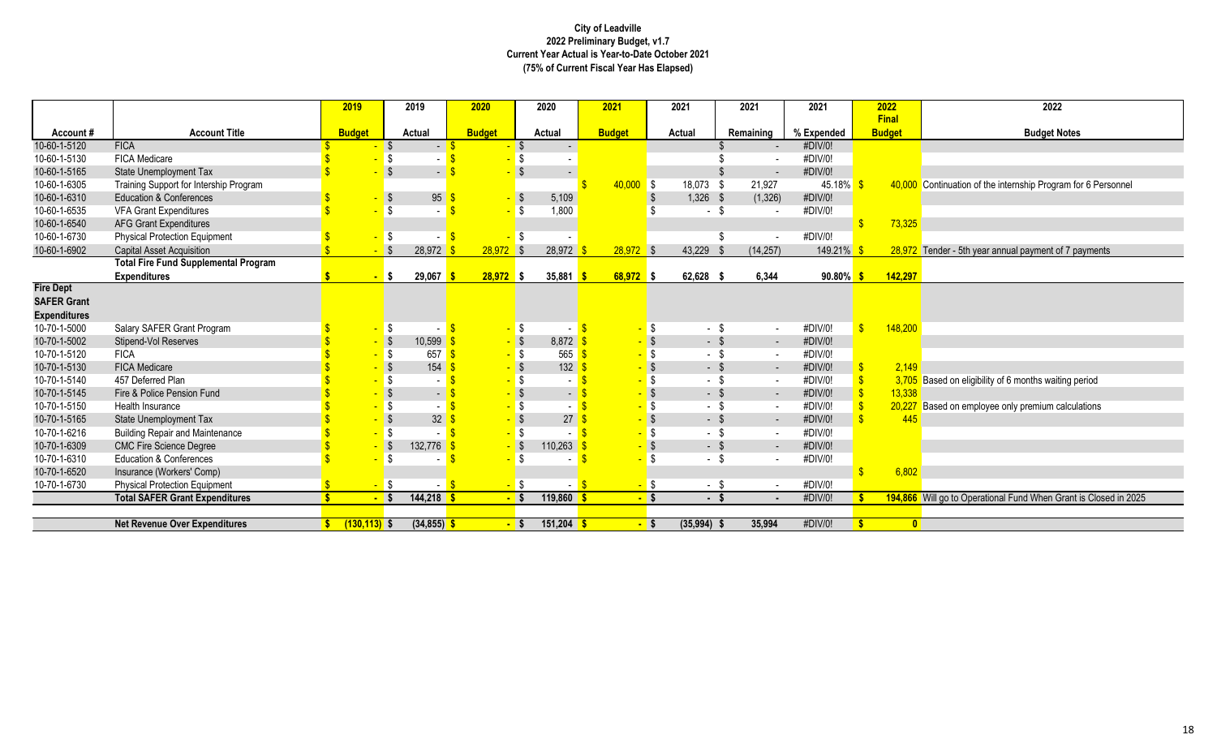**City of Leadville**
**2022 Preliminary Budget, v1.7**
**Current Year Actual is Year-to-Date October 2021**
**(75% of Current Fiscal Year Has Elapsed)**

| Account # | Account Title | 2019 Budget | 2019 Actual | 2020 Budget | 2020 Actual | 2021 Budget | 2021 Actual | 2021 Remaining | 2021 % Expended | 2022 Final Budget | 2022 Budget Notes |
|---|---|---|---|---|---|---|---|---|---|---|---|
| 10-60-1-5120 | FICA | $ - | $ - | $ - | $ - | | | $ - | #DIV/0! | | |
| 10-60-1-5130 | FICA Medicare | $ - | $ - | $ - | $ - | | | $ - | #DIV/0! | | |
| 10-60-1-5165 | State Unemployment Tax | $ - | $ - | $ - | $ - | | | $ - | #DIV/0! | | |
| 10-60-1-6305 | Training Support for Intership Program | | | | | $ 40,000 | $ 18,073 | $ 21,927 | 45.18% | $ 40,000 | Continuation of the internship Program for 6 Personnel |
| 10-60-1-6310 | Education & Conferences | $ - | $ 95 | $ - | $ 5,109 | | $ 1,326 | $ (1,326) | #DIV/0! | | |
| 10-60-1-6535 | VFA Grant Expenditures | $ - | $ - | $ - | $ 1,800 | | $ - | $ - | #DIV/0! | | |
| 10-60-1-6540 | AFG Grant Expenditures | | | | | | | | | $ 73,325 | |
| 10-60-1-6730 | Physical Protection Equipment | $ - | $ - | $ - | $ - | | | $ - | #DIV/0! | | |
| 10-60-1-6902 | Capital Asset Acquisition | $ - | $ 28,972 | $ 28,972 | $ 28,972 | $ 28,972 | $ 43,229 | $ (14,257) | 149.21% | $ 28,972 | Tender - 5th year annual payment of 7 payments |
| | **Total Fire Fund Supplemental Program Expenditures** | **$ -** | **$ 29,067** | **$ 28,972** | **$ 35,881** | **$ 68,972** | **$ 62,628** | **$ 6,344** | **90.80%** | **$ 142,297** | |
| **Fire Dept SAFER Grant Expenditures** | | | | | | | | | | | |
| 10-70-1-5000 | Salary SAFER Grant Program | $ - | $ - | $ - | $ - | $ - | $ - | $ - | #DIV/0! | $ 148,200 | |
| 10-70-1-5002 | Stipend-Vol Reserves | $ - | $ 10,599 | $ - | $ 8,872 | $ - | $ - | $ - | #DIV/0! | | |
| 10-70-1-5120 | FICA | $ - | $ 657 | $ - | $ 565 | $ - | $ - | $ - | #DIV/0! | | |
| 10-70-1-5130 | FICA Medicare | $ - | $ 154 | $ - | $ 132 | $ - | $ - | $ - | #DIV/0! | $ 2,149 | |
| 10-70-1-5140 | 457 Deferred Plan | $ - | $ - | $ - | $ - | $ - | $ - | $ - | #DIV/0! | $ 3,705 | Based on eligibility of 6 months waiting period |
| 10-70-1-5145 | Fire & Police Pension Fund | $ - | $ - | $ - | $ - | $ - | $ - | $ - | #DIV/0! | $ 13,338 | |
| 10-70-1-5150 | Health Insurance | $ - | $ - | $ - | $ - | $ - | $ - | $ - | #DIV/0! | $ 20,227 | Based on employee only premium calculations |
| 10-70-1-5165 | State Unemployment Tax | $ - | $ 32 | $ - | $ 27 | $ - | $ - | $ - | #DIV/0! | $ 445 | |
| 10-70-1-6216 | Building Repair and Maintenance | $ - | $ - | $ - | $ - | $ - | $ - | $ - | #DIV/0! | | |
| 10-70-1-6309 | CMC Fire Science Degree | $ - | $ 132,776 | $ - | $ 110,263 | $ - | $ - | $ - | #DIV/0! | | |
| 10-70-1-6310 | Education & Conferences | $ - | $ - | $ - | $ - | $ - | $ - | $ - | #DIV/0! | | |
| 10-70-1-6520 | Insurance (Workers' Comp) | | | | | | | | | $ 6,802 | |
| 10-70-1-6730 | Physical Protection Equipment | $ - | $ - | $ - | $ - | $ - | $ - | $ - | #DIV/0! | | |
| | **Total SAFER Grant Expenditures** | **$ -** | **$ 144,218** | **$ -** | **$ 119,860** | **$ -** | **$ -** | **$ -** | **#DIV/0!** | **$ 194,866** | Will go to Operational Fund When Grant is Closed in 2025 |
| | **Net Revenue Over Expenditures** | **$ (130,113)** | **$ (34,855)** | **$ -** | **$ 151,204** | **$ -** | **$ (35,994)** | **$ 35,994** | #DIV/0! | **$ 0** | |